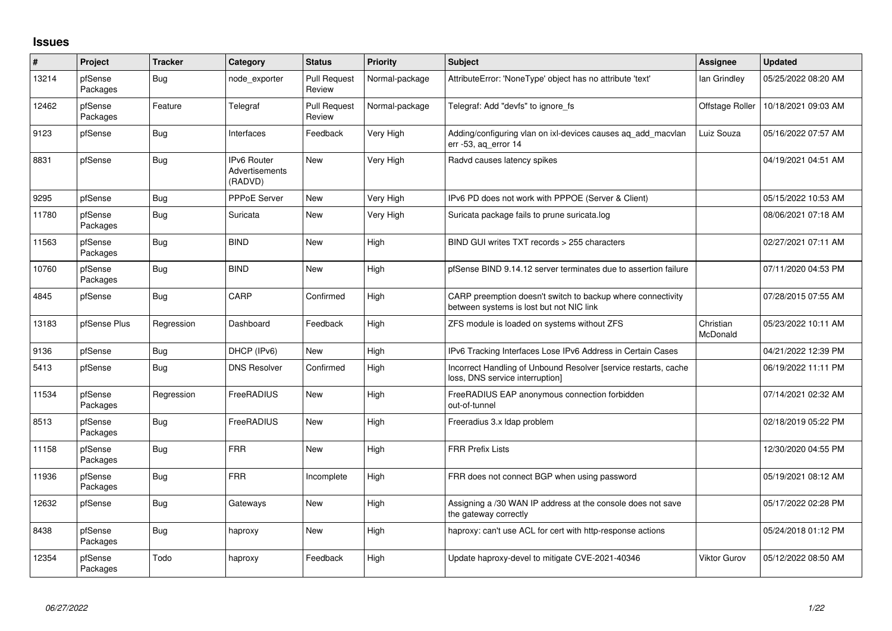## Issues

| # | Project | Tracker | Category | Status | Priority | Subject | Assignee | Updated |
|---|---|---|---|---|---|---|---|---|
| 13214 | pfSense Packages | Bug | node_exporter | Pull Request Review | Normal-package | AttributeError: 'NoneType' object has no attribute 'text' | Ian Grindley | 05/25/2022 08:20 AM |
| 12462 | pfSense Packages | Feature | Telegraf | Pull Request Review | Normal-package | Telegraf: Add "devfs" to ignore_fs | Offstage Roller | 10/18/2021 09:03 AM |
| 9123 | pfSense | Bug | Interfaces | Feedback | Very High | Adding/configuring vlan on ixl-devices causes aq_add_macvlan err -53, aq_error 14 | Luiz Souza | 05/16/2022 07:57 AM |
| 8831 | pfSense | Bug | IPv6 Router Advertisements (RADVD) | New | Very High | Radvd causes latency spikes | | 04/19/2021 04:51 AM |
| 9295 | pfSense | Bug | PPPoE Server | New | Very High | IPv6 PD does not work with PPPOE (Server & Client) | | 05/15/2022 10:53 AM |
| 11780 | pfSense Packages | Bug | Suricata | New | Very High | Suricata package fails to prune suricata.log | | 08/06/2021 07:18 AM |
| 11563 | pfSense Packages | Bug | BIND | New | High | BIND GUI writes TXT records > 255 characters | | 02/27/2021 07:11 AM |
| 10760 | pfSense Packages | Bug | BIND | New | High | pfSense BIND 9.14.12 server terminates due to assertion failure | | 07/11/2020 04:53 PM |
| 4845 | pfSense | Bug | CARP | Confirmed | High | CARP preemption doesn't switch to backup where connectivity between systems is lost but not NIC link | | 07/28/2015 07:55 AM |
| 13183 | pfSense Plus | Regression | Dashboard | Feedback | High | ZFS module is loaded on systems without ZFS | Christian McDonald | 05/23/2022 10:11 AM |
| 9136 | pfSense | Bug | DHCP (IPv6) | New | High | IPv6 Tracking Interfaces Lose IPv6 Address in Certain Cases | | 04/21/2022 12:39 PM |
| 5413 | pfSense | Bug | DNS Resolver | Confirmed | High | Incorrect Handling of Unbound Resolver [service restarts, cache loss, DNS service interruption] | | 06/19/2022 11:11 PM |
| 11534 | pfSense Packages | Regression | FreeRADIUS | New | High | FreeRADIUS EAP anonymous connection forbidden out-of-tunnel | | 07/14/2021 02:32 AM |
| 8513 | pfSense Packages | Bug | FreeRADIUS | New | High | Freeradius 3.x ldap problem | | 02/18/2019 05:22 PM |
| 11158 | pfSense Packages | Bug | FRR | New | High | FRR Prefix Lists | | 12/30/2020 04:55 PM |
| 11936 | pfSense Packages | Bug | FRR | Incomplete | High | FRR does not connect BGP when using password | | 05/19/2021 08:12 AM |
| 12632 | pfSense | Bug | Gateways | New | High | Assigning a /30 WAN IP address at the console does not save the gateway correctly | | 05/17/2022 02:28 PM |
| 8438 | pfSense Packages | Bug | haproxy | New | High | haproxy: can't use ACL for cert with http-response actions | | 05/24/2018 01:12 PM |
| 12354 | pfSense Packages | Todo | haproxy | Feedback | High | Update haproxy-devel to mitigate CVE-2021-40346 | Viktor Gurov | 05/12/2022 08:50 AM |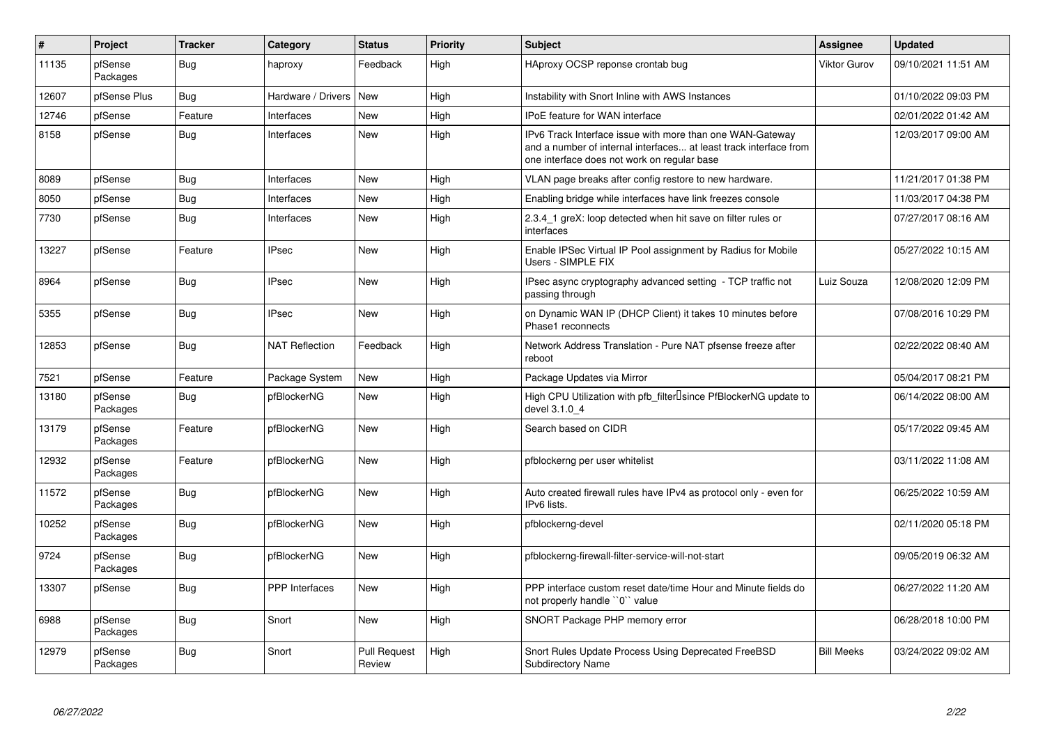| # | Project | Tracker | Category | Status | Priority | Subject | Assignee | Updated |
|---|---|---|---|---|---|---|---|---|
| 11135 | pfSense Packages | Bug | haproxy | Feedback | High | HAproxy OCSP reponse crontab bug | Viktor Gurov | 09/10/2021 11:51 AM |
| 12607 | pfSense Plus | Bug | Hardware / Drivers | New | High | Instability with Snort Inline with AWS Instances | | 01/10/2022 09:03 PM |
| 12746 | pfSense | Feature | Interfaces | New | High | IPoE feature for WAN interface | | 02/01/2022 01:42 AM |
| 8158 | pfSense | Bug | Interfaces | New | High | IPv6 Track Interface issue with more than one WAN-Gateway and a number of internal interfaces... at least track interface from one interface does not work on regular base | | 12/03/2017 09:00 AM |
| 8089 | pfSense | Bug | Interfaces | New | High | VLAN page breaks after config restore to new hardware. | | 11/21/2017 01:38 PM |
| 8050 | pfSense | Bug | Interfaces | New | High | Enabling bridge while interfaces have link freezes console | | 11/03/2017 04:38 PM |
| 7730 | pfSense | Bug | Interfaces | New | High | 2.3.4_1 greX: loop detected when hit save on filter rules or interfaces | | 07/27/2017 08:16 AM |
| 13227 | pfSense | Feature | IPsec | New | High | Enable IPSec Virtual IP Pool assignment by Radius for Mobile Users - SIMPLE FIX | | 05/27/2022 10:15 AM |
| 8964 | pfSense | Bug | IPsec | New | High | IPsec async cryptography advanced setting - TCP traffic not passing through | Luiz Souza | 12/08/2020 12:09 PM |
| 5355 | pfSense | Bug | IPsec | New | High | on Dynamic WAN IP (DHCP Client) it takes 10 minutes before Phase1 reconnects | | 07/08/2016 10:29 PM |
| 12853 | pfSense | Bug | NAT Reflection | Feedback | High | Network Address Translation - Pure NAT pfsense freeze after reboot | | 02/22/2022 08:40 AM |
| 7521 | pfSense | Feature | Package System | New | High | Package Updates via Mirror | | 05/04/2017 08:21 PM |
| 13180 | pfSense Packages | Bug | pfBlockerNG | New | High | High CPU Utilization with pfb_filter since PfBlockerNG update to devel 3.1.0_4 | | 06/14/2022 08:00 AM |
| 13179 | pfSense Packages | Feature | pfBlockerNG | New | High | Search based on CIDR | | 05/17/2022 09:45 AM |
| 12932 | pfSense Packages | Feature | pfBlockerNG | New | High | pfblockerng per user whitelist | | 03/11/2022 11:08 AM |
| 11572 | pfSense Packages | Bug | pfBlockerNG | New | High | Auto created firewall rules have IPv4 as protocol only - even for IPv6 lists. | | 06/25/2022 10:59 AM |
| 10252 | pfSense Packages | Bug | pfBlockerNG | New | High | pfblockerng-devel | | 02/11/2020 05:18 PM |
| 9724 | pfSense Packages | Bug | pfBlockerNG | New | High | pfblockerng-firewall-filter-service-will-not-start | | 09/05/2019 06:32 AM |
| 13307 | pfSense | Bug | PPP Interfaces | New | High | PPP interface custom reset date/time Hour and Minute fields do not properly handle ``0`` value | | 06/27/2022 11:20 AM |
| 6988 | pfSense Packages | Bug | Snort | New | High | SNORT Package PHP memory error | | 06/28/2018 10:00 PM |
| 12979 | pfSense Packages | Bug | Snort | Pull Request Review | High | Snort Rules Update Process Using Deprecated FreeBSD Subdirectory Name | Bill Meeks | 03/24/2022 09:02 AM |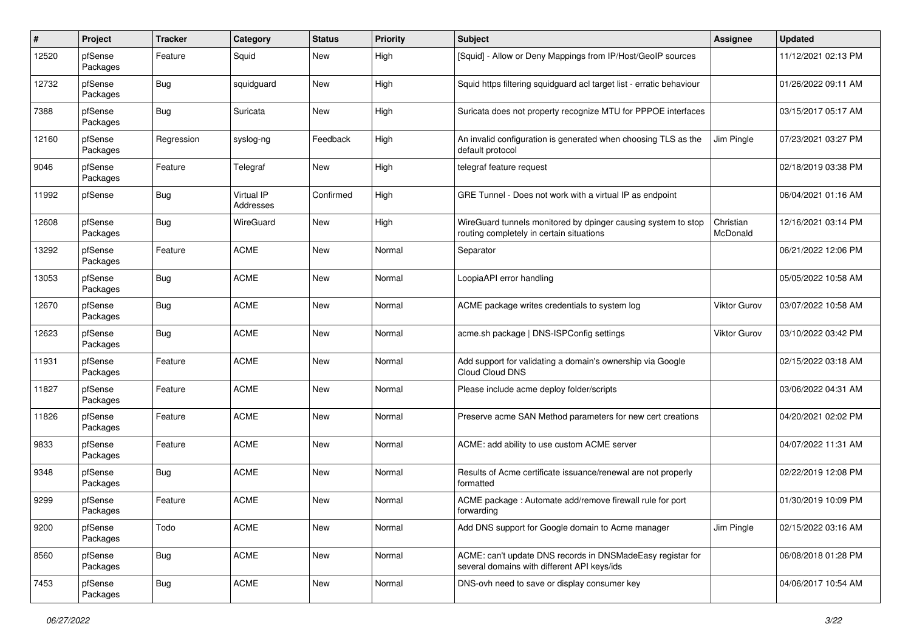| # | Project | Tracker | Category | Status | Priority | Subject | Assignee | Updated |
|---|---|---|---|---|---|---|---|---|
| 12520 | pfSense Packages | Feature | Squid | New | High | [Squid] - Allow or Deny Mappings from IP/Host/GeoIP sources | | 11/12/2021 02:13 PM |
| 12732 | pfSense Packages | Bug | squidguard | New | High | Squid https filtering squidguard acl target list - erratic behaviour | | 01/26/2022 09:11 AM |
| 7388 | pfSense Packages | Bug | Suricata | New | High | Suricata does not property recognize MTU for PPPOE interfaces | | 03/15/2017 05:17 AM |
| 12160 | pfSense Packages | Regression | syslog-ng | Feedback | High | An invalid configuration is generated when choosing TLS as the default protocol | Jim Pingle | 07/23/2021 03:27 PM |
| 9046 | pfSense Packages | Feature | Telegraf | New | High | telegraf feature request | | 02/18/2019 03:38 PM |
| 11992 | pfSense | Bug | Virtual IP Addresses | Confirmed | High | GRE Tunnel - Does not work with a virtual IP as endpoint | | 06/04/2021 01:16 AM |
| 12608 | pfSense Packages | Bug | WireGuard | New | High | WireGuard tunnels monitored by dpinger causing system to stop routing completely in certain situations | Christian McDonald | 12/16/2021 03:14 PM |
| 13292 | pfSense Packages | Feature | ACME | New | Normal | Separator | | 06/21/2022 12:06 PM |
| 13053 | pfSense Packages | Bug | ACME | New | Normal | LoopiaAPI error handling | | 05/05/2022 10:58 AM |
| 12670 | pfSense Packages | Bug | ACME | New | Normal | ACME package writes credentials to system log | Viktor Gurov | 03/07/2022 10:58 AM |
| 12623 | pfSense Packages | Bug | ACME | New | Normal | acme.sh package \| DNS-ISPConfig settings | Viktor Gurov | 03/10/2022 03:42 PM |
| 11931 | pfSense Packages | Feature | ACME | New | Normal | Add support for validating a domain's ownership via Google Cloud Cloud DNS | | 02/15/2022 03:18 AM |
| 11827 | pfSense Packages | Feature | ACME | New | Normal | Please include acme deploy folder/scripts | | 03/06/2022 04:31 AM |
| 11826 | pfSense Packages | Feature | ACME | New | Normal | Preserve acme SAN Method parameters for new cert creations | | 04/20/2021 02:02 PM |
| 9833 | pfSense Packages | Feature | ACME | New | Normal | ACME: add ability to use custom ACME server | | 04/07/2022 11:31 AM |
| 9348 | pfSense Packages | Bug | ACME | New | Normal | Results of Acme certificate issuance/renewal are not properly formatted | | 02/22/2019 12:08 PM |
| 9299 | pfSense Packages | Feature | ACME | New | Normal | ACME package : Automate add/remove firewall rule for port forwarding | | 01/30/2019 10:09 PM |
| 9200 | pfSense Packages | Todo | ACME | New | Normal | Add DNS support for Google domain to Acme manager | Jim Pingle | 02/15/2022 03:16 AM |
| 8560 | pfSense Packages | Bug | ACME | New | Normal | ACME: can't update DNS records in DNSMadeEasy registar for several domains with different API keys/ids | | 06/08/2018 01:28 PM |
| 7453 | pfSense Packages | Bug | ACME | New | Normal | DNS-ovh need to save or display consumer key | | 04/06/2017 10:54 AM |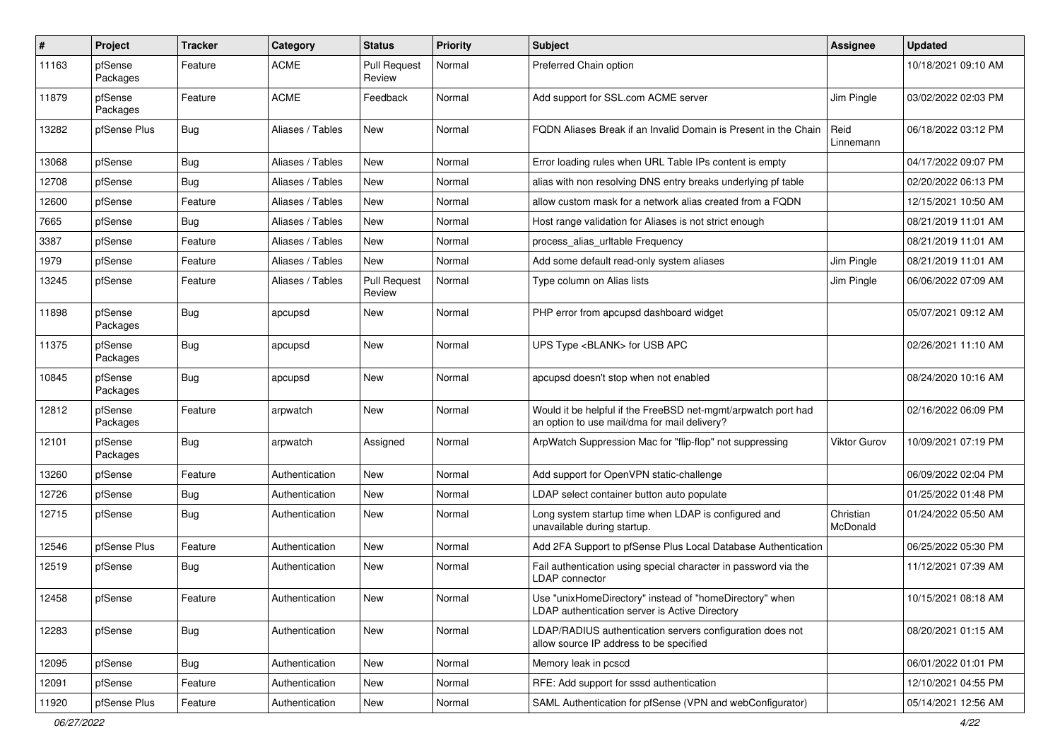| # | Project | Tracker | Category | Status | Priority | Subject | Assignee | Updated |
|---|---|---|---|---|---|---|---|---|
| 11163 | pfSense Packages | Feature | ACME | Pull Request Review | Normal | Preferred Chain option | | 10/18/2021 09:10 AM |
| 11879 | pfSense Packages | Feature | ACME | Feedback | Normal | Add support for SSL.com ACME server | Jim Pingle | 03/02/2022 02:03 PM |
| 13282 | pfSense Plus | Bug | Aliases / Tables | New | Normal | FQDN Aliases Break if an Invalid Domain is Present in the Chain | Reid Linnemann | 06/18/2022 03:12 PM |
| 13068 | pfSense | Bug | Aliases / Tables | New | Normal | Error loading rules when URL Table IPs content is empty | | 04/17/2022 09:07 PM |
| 12708 | pfSense | Bug | Aliases / Tables | New | Normal | alias with non resolving DNS entry breaks underlying pf table | | 02/20/2022 06:13 PM |
| 12600 | pfSense | Feature | Aliases / Tables | New | Normal | allow custom mask for a network alias created from a FQDN | | 12/15/2021 10:50 AM |
| 7665 | pfSense | Bug | Aliases / Tables | New | Normal | Host range validation for Aliases is not strict enough | | 08/21/2019 11:01 AM |
| 3387 | pfSense | Feature | Aliases / Tables | New | Normal | process_alias_urltable Frequency | | 08/21/2019 11:01 AM |
| 1979 | pfSense | Feature | Aliases / Tables | New | Normal | Add some default read-only system aliases | Jim Pingle | 08/21/2019 11:01 AM |
| 13245 | pfSense | Feature | Aliases / Tables | Pull Request Review | Normal | Type column on Alias lists | Jim Pingle | 06/06/2022 07:09 AM |
| 11898 | pfSense Packages | Bug | apcupsd | New | Normal | PHP error from apcupsd dashboard widget | | 05/07/2021 09:12 AM |
| 11375 | pfSense Packages | Bug | apcupsd | New | Normal | UPS Type <BLANK> for USB APC | | 02/26/2021 11:10 AM |
| 10845 | pfSense Packages | Bug | apcupsd | New | Normal | apcupsd doesn't stop when not enabled | | 08/24/2020 10:16 AM |
| 12812 | pfSense Packages | Feature | arpwatch | New | Normal | Would it be helpful if the FreeBSD net-mgmt/arpwatch port had an option to use mail/dma for mail delivery? | | 02/16/2022 06:09 PM |
| 12101 | pfSense Packages | Bug | arpwatch | Assigned | Normal | ArpWatch Suppression Mac for "flip-flop" not suppressing | Viktor Gurov | 10/09/2021 07:19 PM |
| 13260 | pfSense | Feature | Authentication | New | Normal | Add support for OpenVPN static-challenge | | 06/09/2022 02:04 PM |
| 12726 | pfSense | Bug | Authentication | New | Normal | LDAP select container button auto populate | | 01/25/2022 01:48 PM |
| 12715 | pfSense | Bug | Authentication | New | Normal | Long system startup time when LDAP is configured and unavailable during startup. | Christian McDonald | 01/24/2022 05:50 AM |
| 12546 | pfSense Plus | Feature | Authentication | New | Normal | Add 2FA Support to pfSense Plus Local Database Authentication | | 06/25/2022 05:30 PM |
| 12519 | pfSense | Bug | Authentication | New | Normal | Fail authentication using special character in password via the LDAP connector | | 11/12/2021 07:39 AM |
| 12458 | pfSense | Feature | Authentication | New | Normal | Use "unixHomeDirectory" instead of "homeDirectory" when LDAP authentication server is Active Directory | | 10/15/2021 08:18 AM |
| 12283 | pfSense | Bug | Authentication | New | Normal | LDAP/RADIUS authentication servers configuration does not allow source IP address to be specified | | 08/20/2021 01:15 AM |
| 12095 | pfSense | Bug | Authentication | New | Normal | Memory leak in pcscd | | 06/01/2022 01:01 PM |
| 12091 | pfSense | Feature | Authentication | New | Normal | RFE: Add support for sssd authentication | | 12/10/2021 04:55 PM |
| 11920 | pfSense Plus | Feature | Authentication | New | Normal | SAML Authentication for pfSense (VPN and webConfigurator) | | 05/14/2021 12:56 AM |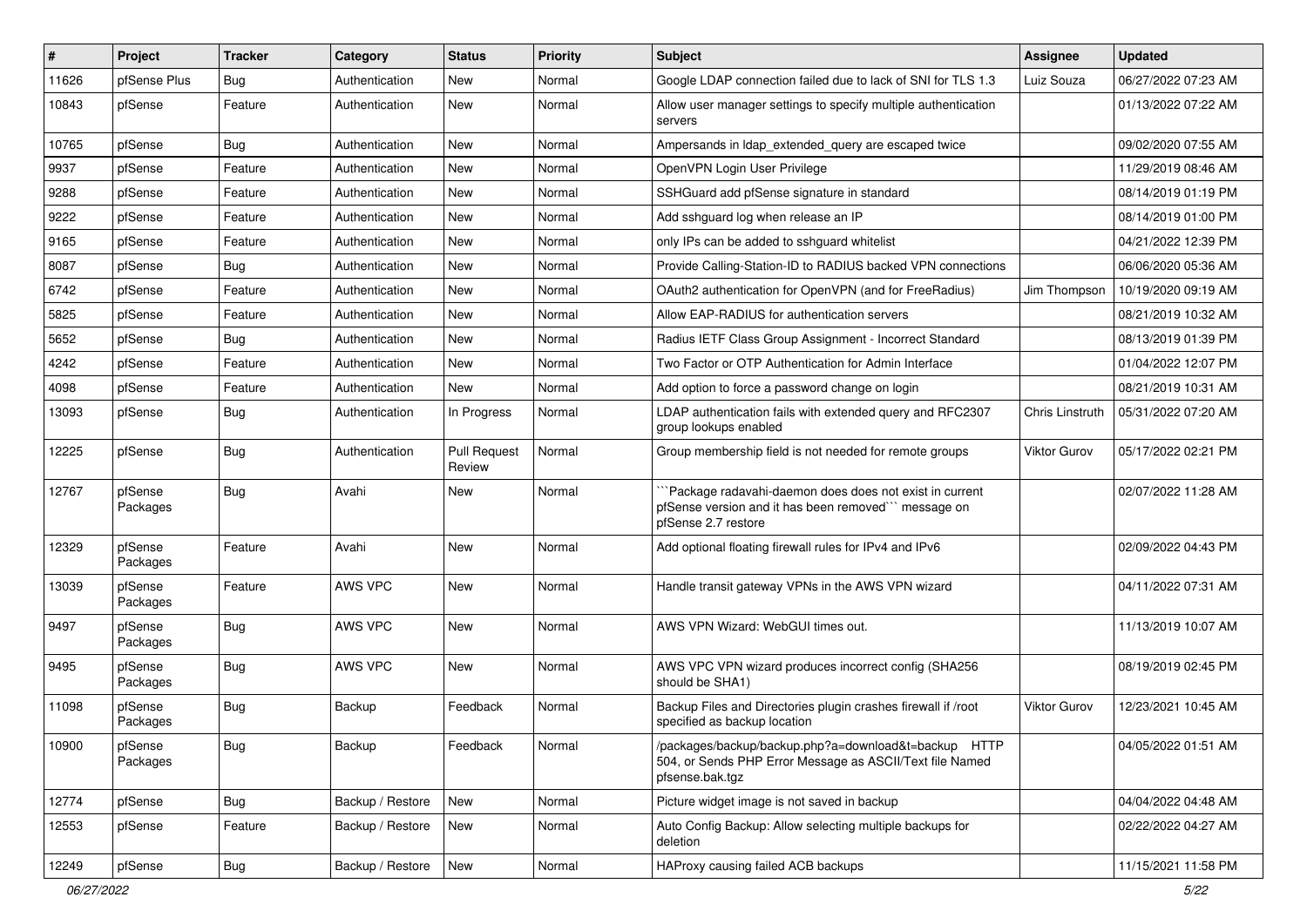| # | Project | Tracker | Category | Status | Priority | Subject | Assignee | Updated |
|---|---|---|---|---|---|---|---|---|
| 11626 | pfSense Plus | Bug | Authentication | New | Normal | Google LDAP connection failed due to lack of SNI for TLS 1.3 | Luiz Souza | 06/27/2022 07:23 AM |
| 10843 | pfSense | Feature | Authentication | New | Normal | Allow user manager settings to specify multiple authentication servers | | 01/13/2022 07:22 AM |
| 10765 | pfSense | Bug | Authentication | New | Normal | Ampersands in ldap_extended_query are escaped twice | | 09/02/2020 07:55 AM |
| 9937 | pfSense | Feature | Authentication | New | Normal | OpenVPN Login User Privilege | | 11/29/2019 08:46 AM |
| 9288 | pfSense | Feature | Authentication | New | Normal | SSHGuard add pfSense signature in standard | | 08/14/2019 01:19 PM |
| 9222 | pfSense | Feature | Authentication | New | Normal | Add sshguard log when release an IP | | 08/14/2019 01:00 PM |
| 9165 | pfSense | Feature | Authentication | New | Normal | only IPs can be added to sshguard whitelist | | 04/21/2022 12:39 PM |
| 8087 | pfSense | Bug | Authentication | New | Normal | Provide Calling-Station-ID to RADIUS backed VPN connections | | 06/06/2020 05:36 AM |
| 6742 | pfSense | Feature | Authentication | New | Normal | OAuth2 authentication for OpenVPN (and for FreeRadius) | Jim Thompson | 10/19/2020 09:19 AM |
| 5825 | pfSense | Feature | Authentication | New | Normal | Allow EAP-RADIUS for authentication servers | | 08/21/2019 10:32 AM |
| 5652 | pfSense | Bug | Authentication | New | Normal | Radius IETF Class Group Assignment - Incorrect Standard | | 08/13/2019 01:39 PM |
| 4242 | pfSense | Feature | Authentication | New | Normal | Two Factor or OTP Authentication for Admin Interface | | 01/04/2022 12:07 PM |
| 4098 | pfSense | Feature | Authentication | New | Normal | Add option to force a password change on login | | 08/21/2019 10:31 AM |
| 13093 | pfSense | Bug | Authentication | In Progress | Normal | LDAP authentication fails with extended query and RFC2307 group lookups enabled | Chris Linstruth | 05/31/2022 07:20 AM |
| 12225 | pfSense | Bug | Authentication | Pull Request Review | Normal | Group membership field is not needed for remote groups | Viktor Gurov | 05/17/2022 02:21 PM |
| 12767 | pfSense Packages | Bug | Avahi | New | Normal | ```Package radavahi-daemon does does not exist in current pfSense version and it has been removed``` message on pfSense 2.7 restore | | 02/07/2022 11:28 AM |
| 12329 | pfSense Packages | Feature | Avahi | New | Normal | Add optional floating firewall rules for IPv4 and IPv6 | | 02/09/2022 04:43 PM |
| 13039 | pfSense Packages | Feature | AWS VPC | New | Normal | Handle transit gateway VPNs in the AWS VPN wizard | | 04/11/2022 07:31 AM |
| 9497 | pfSense Packages | Bug | AWS VPC | New | Normal | AWS VPN Wizard: WebGUI times out. | | 11/13/2019 10:07 AM |
| 9495 | pfSense Packages | Bug | AWS VPC | New | Normal | AWS VPC VPN wizard produces incorrect config (SHA256 should be SHA1) | | 08/19/2019 02:45 PM |
| 11098 | pfSense Packages | Bug | Backup | Feedback | Normal | Backup Files and Directories plugin crashes firewall if /root specified as backup location | Viktor Gurov | 12/23/2021 10:45 AM |
| 10900 | pfSense Packages | Bug | Backup | Feedback | Normal | /packages/backup/backup.php?a=download&t=backup HTTP 504, or Sends PHP Error Message as ASCII/Text file Named pfsense.bak.tgz | | 04/05/2022 01:51 AM |
| 12774 | pfSense | Bug | Backup / Restore | New | Normal | Picture widget image is not saved in backup | | 04/04/2022 04:48 AM |
| 12553 | pfSense | Feature | Backup / Restore | New | Normal | Auto Config Backup: Allow selecting multiple backups for deletion | | 02/22/2022 04:27 AM |
| 12249 | pfSense | Bug | Backup / Restore | New | Normal | HAProxy causing failed ACB backups | | 11/15/2021 11:58 PM |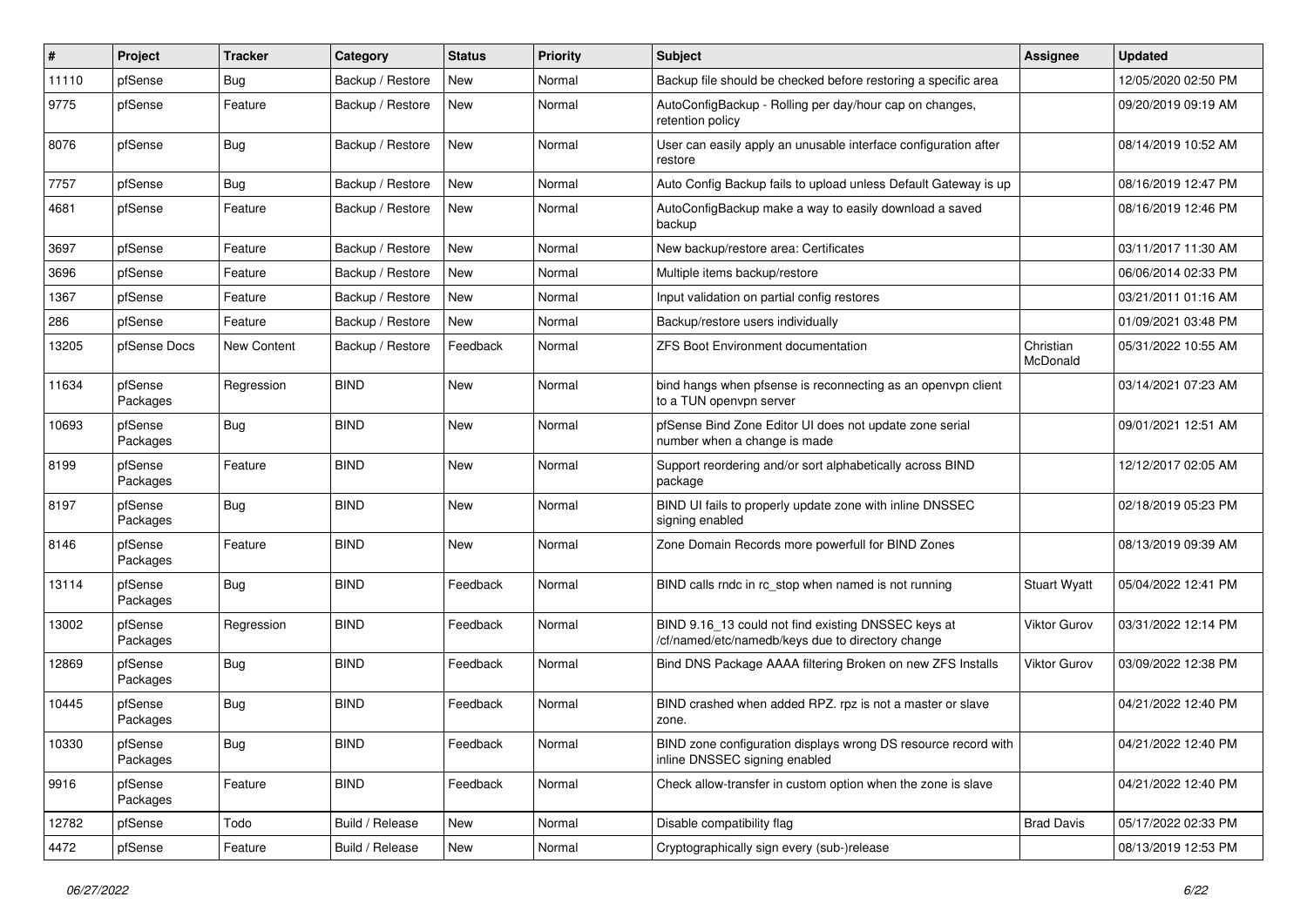| # | Project | Tracker | Category | Status | Priority | Subject | Assignee | Updated |
|---|---|---|---|---|---|---|---|---|
| 11110 | pfSense | Bug | Backup / Restore | New | Normal | Backup file should be checked before restoring a specific area | | 12/05/2020 02:50 PM |
| 9775 | pfSense | Feature | Backup / Restore | New | Normal | AutoConfigBackup - Rolling per day/hour cap on changes, retention policy | | 09/20/2019 09:19 AM |
| 8076 | pfSense | Bug | Backup / Restore | New | Normal | User can easily apply an unusable interface configuration after restore | | 08/14/2019 10:52 AM |
| 7757 | pfSense | Bug | Backup / Restore | New | Normal | Auto Config Backup fails to upload unless Default Gateway is up | | 08/16/2019 12:47 PM |
| 4681 | pfSense | Feature | Backup / Restore | New | Normal | AutoConfigBackup make a way to easily download a saved backup | | 08/16/2019 12:46 PM |
| 3697 | pfSense | Feature | Backup / Restore | New | Normal | New backup/restore area: Certificates | | 03/11/2017 11:30 AM |
| 3696 | pfSense | Feature | Backup / Restore | New | Normal | Multiple items backup/restore | | 06/06/2014 02:33 PM |
| 1367 | pfSense | Feature | Backup / Restore | New | Normal | Input validation on partial config restores | | 03/21/2011 01:16 AM |
| 286 | pfSense | Feature | Backup / Restore | New | Normal | Backup/restore users individually | | 01/09/2021 03:48 PM |
| 13205 | pfSense Docs | New Content | Backup / Restore | Feedback | Normal | ZFS Boot Environment documentation | Christian McDonald | 05/31/2022 10:55 AM |
| 11634 | pfSense Packages | Regression | BIND | New | Normal | bind hangs when pfsense is reconnecting as an openvpn client to a TUN openvpn server | | 03/14/2021 07:23 AM |
| 10693 | pfSense Packages | Bug | BIND | New | Normal | pfSense Bind Zone Editor UI does not update zone serial number when a change is made | | 09/01/2021 12:51 AM |
| 8199 | pfSense Packages | Feature | BIND | New | Normal | Support reordering and/or sort alphabetically across BIND package | | 12/12/2017 02:05 AM |
| 8197 | pfSense Packages | Bug | BIND | New | Normal | BIND UI fails to properly update zone with inline DNSSEC signing enabled | | 02/18/2019 05:23 PM |
| 8146 | pfSense Packages | Feature | BIND | New | Normal | Zone Domain Records more powerfull for BIND Zones | | 08/13/2019 09:39 AM |
| 13114 | pfSense Packages | Bug | BIND | Feedback | Normal | BIND calls rndc in rc_stop when named is not running | Stuart Wyatt | 05/04/2022 12:41 PM |
| 13002 | pfSense Packages | Regression | BIND | Feedback | Normal | BIND 9.16_13 could not find existing DNSSEC keys at /cf/named/etc/namedb/keys due to directory change | Viktor Gurov | 03/31/2022 12:14 PM |
| 12869 | pfSense Packages | Bug | BIND | Feedback | Normal | Bind DNS Package AAAA filtering Broken on new ZFS Installs | Viktor Gurov | 03/09/2022 12:38 PM |
| 10445 | pfSense Packages | Bug | BIND | Feedback | Normal | BIND crashed when added RPZ. rpz is not a master or slave zone. | | 04/21/2022 12:40 PM |
| 10330 | pfSense Packages | Bug | BIND | Feedback | Normal | BIND zone configuration displays wrong DS resource record with inline DNSSEC signing enabled | | 04/21/2022 12:40 PM |
| 9916 | pfSense Packages | Feature | BIND | Feedback | Normal | Check allow-transfer in custom option when the zone is slave | | 04/21/2022 12:40 PM |
| 12782 | pfSense | Todo | Build / Release | New | Normal | Disable compatibility flag | Brad Davis | 05/17/2022 02:33 PM |
| 4472 | pfSense | Feature | Build / Release | New | Normal | Cryptographically sign every (sub-)release | | 08/13/2019 12:53 PM |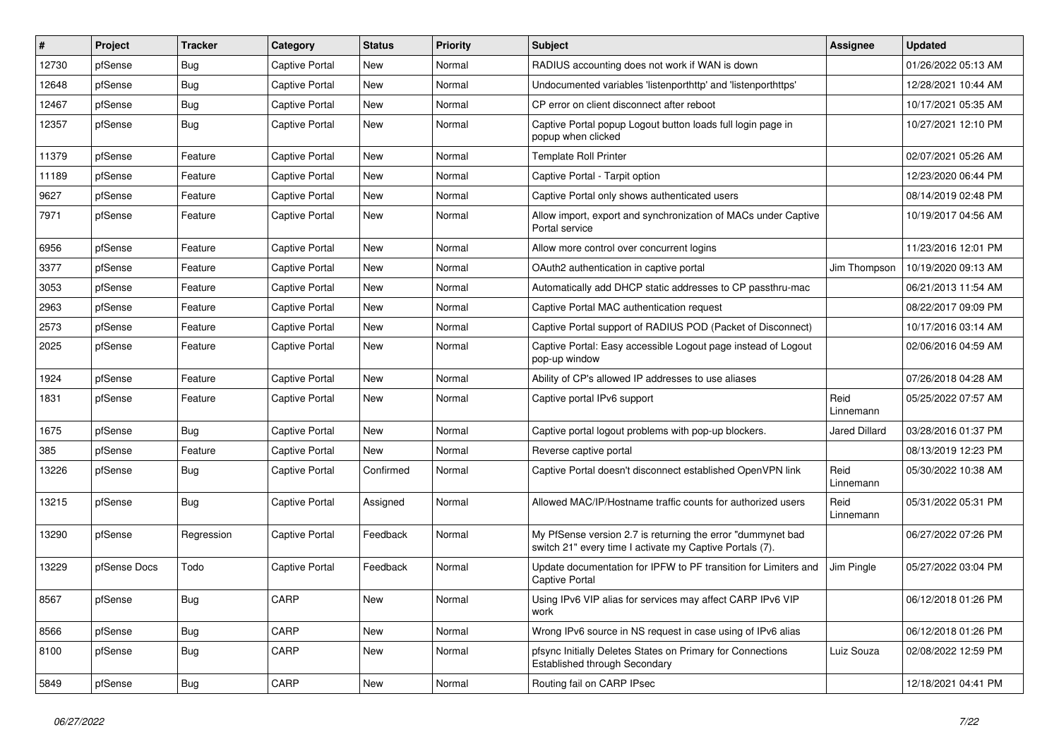| # | Project | Tracker | Category | Status | Priority | Subject | Assignee | Updated |
|---|---|---|---|---|---|---|---|---|
| 12730 | pfSense | Bug | Captive Portal | New | Normal | RADIUS accounting does not work if WAN is down | | 01/26/2022 05:13 AM |
| 12648 | pfSense | Bug | Captive Portal | New | Normal | Undocumented variables 'listenporthttp' and 'listenporthttps' | | 12/28/2021 10:44 AM |
| 12467 | pfSense | Bug | Captive Portal | New | Normal | CP error on client disconnect after reboot | | 10/17/2021 05:35 AM |
| 12357 | pfSense | Bug | Captive Portal | New | Normal | Captive Portal popup Logout button loads full login page in popup when clicked | | 10/27/2021 12:10 PM |
| 11379 | pfSense | Feature | Captive Portal | New | Normal | Template Roll Printer | | 02/07/2021 05:26 AM |
| 11189 | pfSense | Feature | Captive Portal | New | Normal | Captive Portal - Tarpit option | | 12/23/2020 06:44 PM |
| 9627 | pfSense | Feature | Captive Portal | New | Normal | Captive Portal only shows authenticated users | | 08/14/2019 02:48 PM |
| 7971 | pfSense | Feature | Captive Portal | New | Normal | Allow import, export and synchronization of MACs under Captive Portal service | | 10/19/2017 04:56 AM |
| 6956 | pfSense | Feature | Captive Portal | New | Normal | Allow more control over concurrent logins | | 11/23/2016 12:01 PM |
| 3377 | pfSense | Feature | Captive Portal | New | Normal | OAuth2 authentication in captive portal | Jim Thompson | 10/19/2020 09:13 AM |
| 3053 | pfSense | Feature | Captive Portal | New | Normal | Automatically add DHCP static addresses to CP passthru-mac | | 06/21/2013 11:54 AM |
| 2963 | pfSense | Feature | Captive Portal | New | Normal | Captive Portal MAC authentication request | | 08/22/2017 09:09 PM |
| 2573 | pfSense | Feature | Captive Portal | New | Normal | Captive Portal support of RADIUS POD (Packet of Disconnect) | | 10/17/2016 03:14 AM |
| 2025 | pfSense | Feature | Captive Portal | New | Normal | Captive Portal: Easy accessible Logout page instead of Logout pop-up window | | 02/06/2016 04:59 AM |
| 1924 | pfSense | Feature | Captive Portal | New | Normal | Ability of CP's allowed IP addresses to use aliases | | 07/26/2018 04:28 AM |
| 1831 | pfSense | Feature | Captive Portal | New | Normal | Captive portal IPv6 support | Reid Linnemann | 05/25/2022 07:57 AM |
| 1675 | pfSense | Bug | Captive Portal | New | Normal | Captive portal logout problems with pop-up blockers. | Jared Dillard | 03/28/2016 01:37 PM |
| 385 | pfSense | Feature | Captive Portal | New | Normal | Reverse captive portal | | 08/13/2019 12:23 PM |
| 13226 | pfSense | Bug | Captive Portal | Confirmed | Normal | Captive Portal doesn't disconnect established OpenVPN link | Reid Linnemann | 05/30/2022 10:38 AM |
| 13215 | pfSense | Bug | Captive Portal | Assigned | Normal | Allowed MAC/IP/Hostname traffic counts for authorized users | Reid Linnemann | 05/31/2022 05:31 PM |
| 13290 | pfSense | Regression | Captive Portal | Feedback | Normal | My PfSense version 2.7 is returning the error "dummynet bad switch 21" every time I activate my Captive Portals (7). | | 06/27/2022 07:26 PM |
| 13229 | pfSense Docs | Todo | Captive Portal | Feedback | Normal | Update documentation for IPFW to PF transition for Limiters and Captive Portal | Jim Pingle | 05/27/2022 03:04 PM |
| 8567 | pfSense | Bug | CARP | New | Normal | Using IPv6 VIP alias for services may affect CARP IPv6 VIP work | | 06/12/2018 01:26 PM |
| 8566 | pfSense | Bug | CARP | New | Normal | Wrong IPv6 source in NS request in case using of IPv6 alias | | 06/12/2018 01:26 PM |
| 8100 | pfSense | Bug | CARP | New | Normal | pfsync Initially Deletes States on Primary for Connections Established through Secondary | Luiz Souza | 02/08/2022 12:59 PM |
| 5849 | pfSense | Bug | CARP | New | Normal | Routing fail on CARP IPsec | | 12/18/2021 04:41 PM |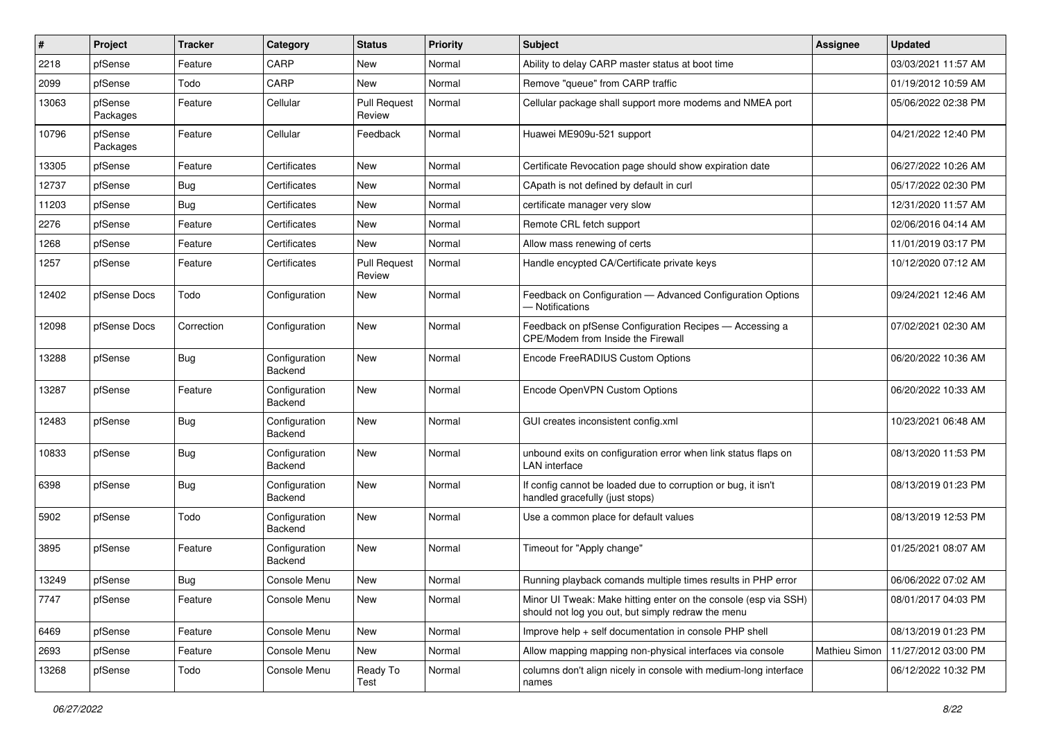| # | Project | Tracker | Category | Status | Priority | Subject | Assignee | Updated |
|---|---|---|---|---|---|---|---|---|
| 2218 | pfSense | Feature | CARP | New | Normal | Ability to delay CARP master status at boot time | | 03/03/2021 11:57 AM |
| 2099 | pfSense | Todo | CARP | New | Normal | Remove "queue" from CARP traffic | | 01/19/2012 10:59 AM |
| 13063 | pfSense Packages | Feature | Cellular | Pull Request Review | Normal | Cellular package shall support more modems and NMEA port | | 05/06/2022 02:38 PM |
| 10796 | pfSense Packages | Feature | Cellular | Feedback | Normal | Huawei ME909u-521 support | | 04/21/2022 12:40 PM |
| 13305 | pfSense | Feature | Certificates | New | Normal | Certificate Revocation page should show expiration date | | 06/27/2022 10:26 AM |
| 12737 | pfSense | Bug | Certificates | New | Normal | CApath is not defined by default in curl | | 05/17/2022 02:30 PM |
| 11203 | pfSense | Bug | Certificates | New | Normal | certificate manager very slow | | 12/31/2020 11:57 AM |
| 2276 | pfSense | Feature | Certificates | New | Normal | Remote CRL fetch support | | 02/06/2016 04:14 AM |
| 1268 | pfSense | Feature | Certificates | New | Normal | Allow mass renewing of certs | | 11/01/2019 03:17 PM |
| 1257 | pfSense | Feature | Certificates | Pull Request Review | Normal | Handle encypted CA/Certificate private keys | | 10/12/2020 07:12 AM |
| 12402 | pfSense Docs | Todo | Configuration | New | Normal | Feedback on Configuration — Advanced Configuration Options — Notifications | | 09/24/2021 12:46 AM |
| 12098 | pfSense Docs | Correction | Configuration | New | Normal | Feedback on pfSense Configuration Recipes — Accessing a CPE/Modem from Inside the Firewall | | 07/02/2021 02:30 AM |
| 13288 | pfSense | Bug | Configuration Backend | New | Normal | Encode FreeRADIUS Custom Options | | 06/20/2022 10:36 AM |
| 13287 | pfSense | Feature | Configuration Backend | New | Normal | Encode OpenVPN Custom Options | | 06/20/2022 10:33 AM |
| 12483 | pfSense | Bug | Configuration Backend | New | Normal | GUI creates inconsistent config.xml | | 10/23/2021 06:48 AM |
| 10833 | pfSense | Bug | Configuration Backend | New | Normal | unbound exits on configuration error when link status flaps on LAN interface | | 08/13/2020 11:53 PM |
| 6398 | pfSense | Bug | Configuration Backend | New | Normal | If config cannot be loaded due to corruption or bug, it isn't handled gracefully (just stops) | | 08/13/2019 01:23 PM |
| 5902 | pfSense | Todo | Configuration Backend | New | Normal | Use a common place for default values | | 08/13/2019 12:53 PM |
| 3895 | pfSense | Feature | Configuration Backend | New | Normal | Timeout for "Apply change" | | 01/25/2021 08:07 AM |
| 13249 | pfSense | Bug | Console Menu | New | Normal | Running playback comands multiple times results in PHP error | | 06/06/2022 07:02 AM |
| 7747 | pfSense | Feature | Console Menu | New | Normal | Minor UI Tweak: Make hitting enter on the console (esp via SSH) should not log you out, but simply redraw the menu | | 08/01/2017 04:03 PM |
| 6469 | pfSense | Feature | Console Menu | New | Normal | Improve help + self documentation in console PHP shell | | 08/13/2019 01:23 PM |
| 2693 | pfSense | Feature | Console Menu | New | Normal | Allow mapping mapping non-physical interfaces via console | Mathieu Simon | 11/27/2012 03:00 PM |
| 13268 | pfSense | Todo | Console Menu | Ready To Test | Normal | columns don't align nicely in console with medium-long interface names | | 06/12/2022 10:32 PM |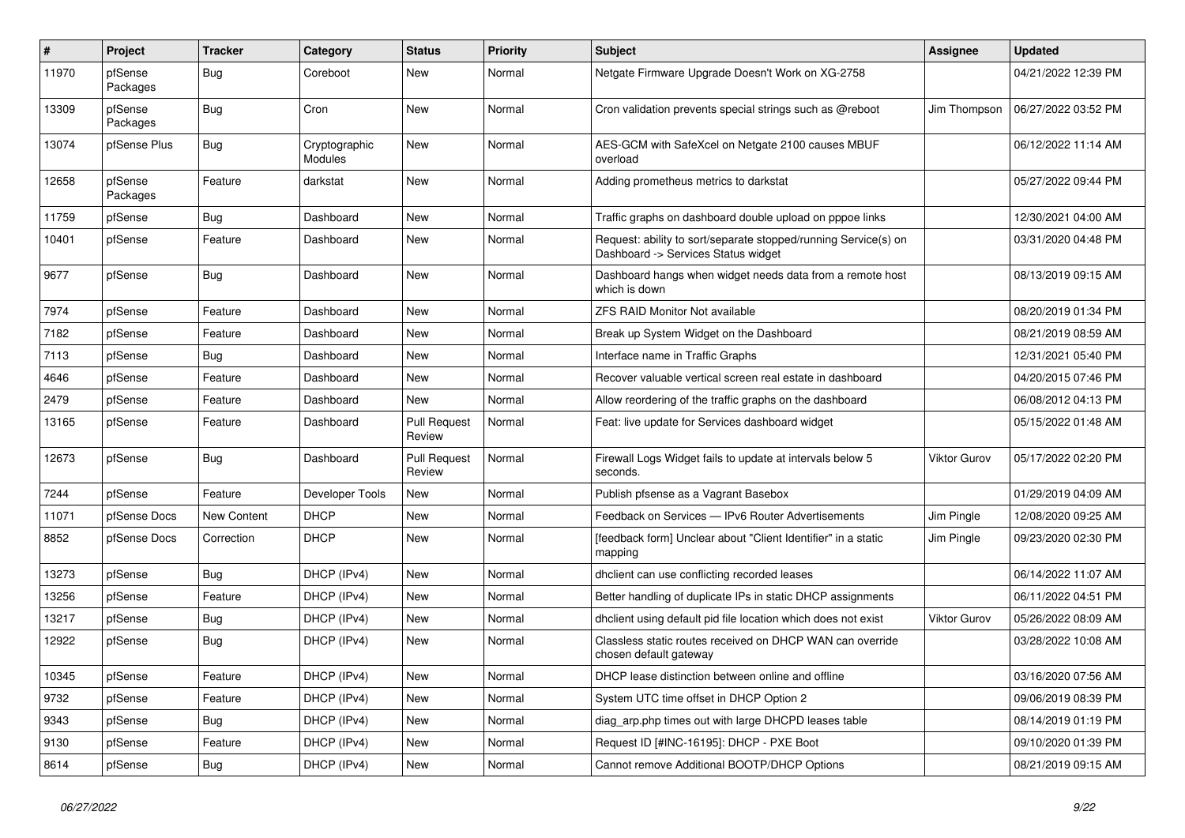| # | Project | Tracker | Category | Status | Priority | Subject | Assignee | Updated |
|---|---|---|---|---|---|---|---|---|
| 11970 | pfSense Packages | Bug | Coreboot | New | Normal | Netgate Firmware Upgrade Doesn't Work on XG-2758 | | 04/21/2022 12:39 PM |
| 13309 | pfSense Packages | Bug | Cron | New | Normal | Cron validation prevents special strings such as @reboot | Jim Thompson | 06/27/2022 03:52 PM |
| 13074 | pfSense Plus | Bug | Cryptographic Modules | New | Normal | AES-GCM with SafeXcel on Netgate 2100 causes MBUF overload | | 06/12/2022 11:14 AM |
| 12658 | pfSense Packages | Feature | darkstat | New | Normal | Adding prometheus metrics to darkstat | | 05/27/2022 09:44 PM |
| 11759 | pfSense | Bug | Dashboard | New | Normal | Traffic graphs on dashboard double upload on pppoe links | | 12/30/2021 04:00 AM |
| 10401 | pfSense | Feature | Dashboard | New | Normal | Request: ability to sort/separate stopped/running Service(s) on Dashboard -> Services Status widget | | 03/31/2020 04:48 PM |
| 9677 | pfSense | Bug | Dashboard | New | Normal | Dashboard hangs when widget needs data from a remote host which is down | | 08/13/2019 09:15 AM |
| 7974 | pfSense | Feature | Dashboard | New | Normal | ZFS RAID Monitor Not available | | 08/20/2019 01:34 PM |
| 7182 | pfSense | Feature | Dashboard | New | Normal | Break up System Widget on the Dashboard | | 08/21/2019 08:59 AM |
| 7113 | pfSense | Bug | Dashboard | New | Normal | Interface name in Traffic Graphs | | 12/31/2021 05:40 PM |
| 4646 | pfSense | Feature | Dashboard | New | Normal | Recover valuable vertical screen real estate in dashboard | | 04/20/2015 07:46 PM |
| 2479 | pfSense | Feature | Dashboard | New | Normal | Allow reordering of the traffic graphs on the dashboard | | 06/08/2012 04:13 PM |
| 13165 | pfSense | Feature | Dashboard | Pull Request Review | Normal | Feat: live update for Services dashboard widget | | 05/15/2022 01:48 AM |
| 12673 | pfSense | Bug | Dashboard | Pull Request Review | Normal | Firewall Logs Widget fails to update at intervals below 5 seconds. | Viktor Gurov | 05/17/2022 02:20 PM |
| 7244 | pfSense | Feature | Developer Tools | New | Normal | Publish pfsense as a Vagrant Basebox | | 01/29/2019 04:09 AM |
| 11071 | pfSense Docs | New Content | DHCP | New | Normal | Feedback on Services — IPv6 Router Advertisements | Jim Pingle | 12/08/2020 09:25 AM |
| 8852 | pfSense Docs | Correction | DHCP | New | Normal | [feedback form] Unclear about "Client Identifier" in a static mapping | Jim Pingle | 09/23/2020 02:30 PM |
| 13273 | pfSense | Bug | DHCP (IPv4) | New | Normal | dhclient can use conflicting recorded leases | | 06/14/2022 11:07 AM |
| 13256 | pfSense | Feature | DHCP (IPv4) | New | Normal | Better handling of duplicate IPs in static DHCP assignments | | 06/11/2022 04:51 PM |
| 13217 | pfSense | Bug | DHCP (IPv4) | New | Normal | dhclient using default pid file location which does not exist | Viktor Gurov | 05/26/2022 08:09 AM |
| 12922 | pfSense | Bug | DHCP (IPv4) | New | Normal | Classless static routes received on DHCP WAN can override chosen default gateway | | 03/28/2022 10:08 AM |
| 10345 | pfSense | Feature | DHCP (IPv4) | New | Normal | DHCP lease distinction between online and offline | | 03/16/2020 07:56 AM |
| 9732 | pfSense | Feature | DHCP (IPv4) | New | Normal | System UTC time offset in DHCP Option 2 | | 09/06/2019 08:39 PM |
| 9343 | pfSense | Bug | DHCP (IPv4) | New | Normal | diag_arp.php times out with large DHCPD leases table | | 08/14/2019 01:19 PM |
| 9130 | pfSense | Feature | DHCP (IPv4) | New | Normal | Request ID [#INC-16195]: DHCP - PXE Boot | | 09/10/2020 01:39 PM |
| 8614 | pfSense | Bug | DHCP (IPv4) | New | Normal | Cannot remove Additional BOOTP/DHCP Options | | 08/21/2019 09:15 AM |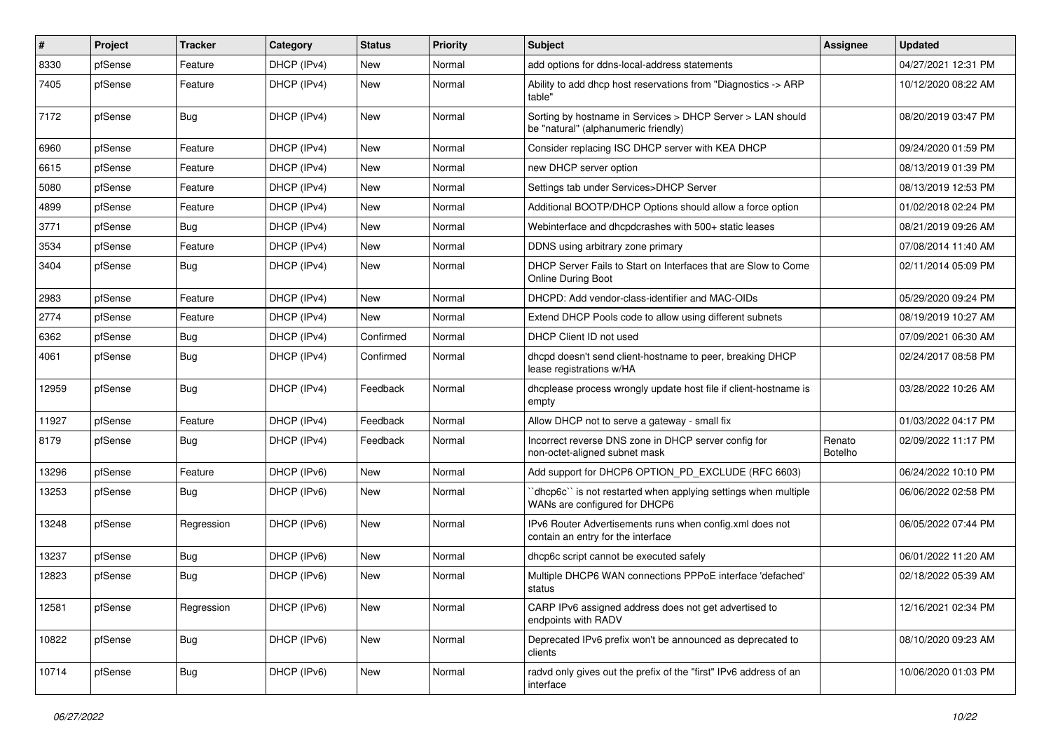| # | Project | Tracker | Category | Status | Priority | Subject | Assignee | Updated |
|---|---|---|---|---|---|---|---|---|
| 8330 | pfSense | Feature | DHCP (IPv4) | New | Normal | add options for ddns-local-address statements | | 04/27/2021 12:31 PM |
| 7405 | pfSense | Feature | DHCP (IPv4) | New | Normal | Ability to add dhcp host reservations from "Diagnostics -> ARP table" | | 10/12/2020 08:22 AM |
| 7172 | pfSense | Bug | DHCP (IPv4) | New | Normal | Sorting by hostname in Services > DHCP Server > LAN should be "natural" (alphanumeric friendly) | | 08/20/2019 03:47 PM |
| 6960 | pfSense | Feature | DHCP (IPv4) | New | Normal | Consider replacing ISC DHCP server with KEA DHCP | | 09/24/2020 01:59 PM |
| 6615 | pfSense | Feature | DHCP (IPv4) | New | Normal | new DHCP server option | | 08/13/2019 01:39 PM |
| 5080 | pfSense | Feature | DHCP (IPv4) | New | Normal | Settings tab under Services>DHCP Server | | 08/13/2019 12:53 PM |
| 4899 | pfSense | Feature | DHCP (IPv4) | New | Normal | Additional BOOTP/DHCP Options should allow a force option | | 01/02/2018 02:24 PM |
| 3771 | pfSense | Bug | DHCP (IPv4) | New | Normal | Webinterface and dhcpdcrashes with 500+ static leases | | 08/21/2019 09:26 AM |
| 3534 | pfSense | Feature | DHCP (IPv4) | New | Normal | DDNS using arbitrary zone primary | | 07/08/2014 11:40 AM |
| 3404 | pfSense | Bug | DHCP (IPv4) | New | Normal | DHCP Server Fails to Start on Interfaces that are Slow to Come Online During Boot | | 02/11/2014 05:09 PM |
| 2983 | pfSense | Feature | DHCP (IPv4) | New | Normal | DHCPD: Add vendor-class-identifier and MAC-OIDs | | 05/29/2020 09:24 PM |
| 2774 | pfSense | Feature | DHCP (IPv4) | New | Normal | Extend DHCP Pools code to allow using different subnets | | 08/19/2019 10:27 AM |
| 6362 | pfSense | Bug | DHCP (IPv4) | Confirmed | Normal | DHCP Client ID not used | | 07/09/2021 06:30 AM |
| 4061 | pfSense | Bug | DHCP (IPv4) | Confirmed | Normal | dhcpd doesn't send client-hostname to peer, breaking DHCP lease registrations w/HA | | 02/24/2017 08:58 PM |
| 12959 | pfSense | Bug | DHCP (IPv4) | Feedback | Normal | dhcplease process wrongly update host file if client-hostname is empty | | 03/28/2022 10:26 AM |
| 11927 | pfSense | Feature | DHCP (IPv4) | Feedback | Normal | Allow DHCP not to serve a gateway - small fix | | 01/03/2022 04:17 PM |
| 8179 | pfSense | Bug | DHCP (IPv4) | Feedback | Normal | Incorrect reverse DNS zone in DHCP server config for non-octet-aligned subnet mask | Renato Botelho | 02/09/2022 11:17 PM |
| 13296 | pfSense | Feature | DHCP (IPv6) | New | Normal | Add support for DHCP6 OPTION_PD_EXCLUDE (RFC 6603) | | 06/24/2022 10:10 PM |
| 13253 | pfSense | Bug | DHCP (IPv6) | New | Normal | ``dhcp6c`` is not restarted when applying settings when multiple WANs are configured for DHCP6 | | 06/06/2022 02:58 PM |
| 13248 | pfSense | Regression | DHCP (IPv6) | New | Normal | IPv6 Router Advertisements runs when config.xml does not contain an entry for the interface | | 06/05/2022 07:44 PM |
| 13237 | pfSense | Bug | DHCP (IPv6) | New | Normal | dhcp6c script cannot be executed safely | | 06/01/2022 11:20 AM |
| 12823 | pfSense | Bug | DHCP (IPv6) | New | Normal | Multiple DHCP6 WAN connections PPPoE interface 'defached' status | | 02/18/2022 05:39 AM |
| 12581 | pfSense | Regression | DHCP (IPv6) | New | Normal | CARP IPv6 assigned address does not get advertised to endpoints with RADV | | 12/16/2021 02:34 PM |
| 10822 | pfSense | Bug | DHCP (IPv6) | New | Normal | Deprecated IPv6 prefix won't be announced as deprecated to clients | | 08/10/2020 09:23 AM |
| 10714 | pfSense | Bug | DHCP (IPv6) | New | Normal | radvd only gives out the prefix of the "first" IPv6 address of an interface | | 10/06/2020 01:03 PM |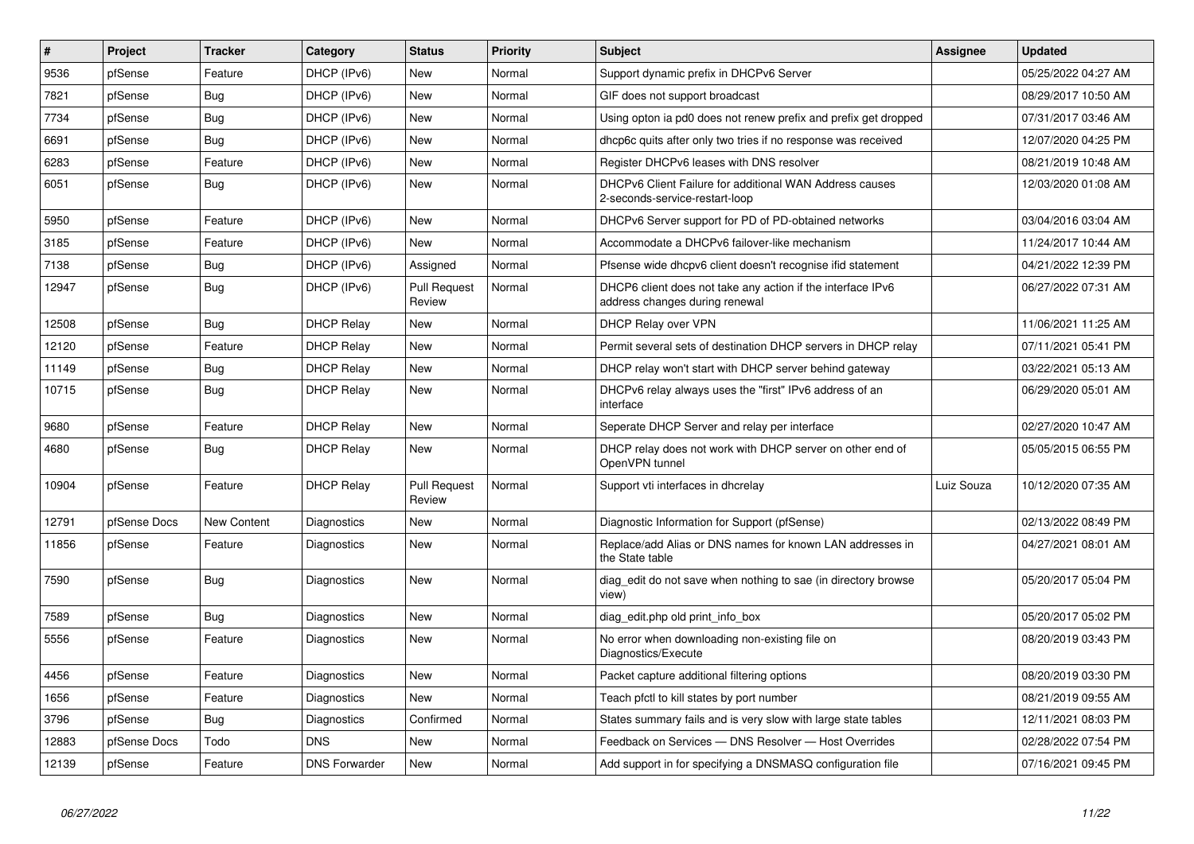| # | Project | Tracker | Category | Status | Priority | Subject | Assignee | Updated |
|---|---|---|---|---|---|---|---|---|
| 9536 | pfSense | Feature | DHCP (IPv6) | New | Normal | Support dynamic prefix in DHCPv6 Server | | 05/25/2022 04:27 AM |
| 7821 | pfSense | Bug | DHCP (IPv6) | New | Normal | GIF does not support broadcast | | 08/29/2017 10:50 AM |
| 7734 | pfSense | Bug | DHCP (IPv6) | New | Normal | Using opton ia pd0 does not renew prefix and prefix get dropped | | 07/31/2017 03:46 AM |
| 6691 | pfSense | Bug | DHCP (IPv6) | New | Normal | dhcp6c quits after only two tries if no response was received | | 12/07/2020 04:25 PM |
| 6283 | pfSense | Feature | DHCP (IPv6) | New | Normal | Register DHCPv6 leases with DNS resolver | | 08/21/2019 10:48 AM |
| 6051 | pfSense | Bug | DHCP (IPv6) | New | Normal | DHCPv6 Client Failure for additional WAN Address causes 2-seconds-service-restart-loop | | 12/03/2020 01:08 AM |
| 5950 | pfSense | Feature | DHCP (IPv6) | New | Normal | DHCPv6 Server support for PD of PD-obtained networks | | 03/04/2016 03:04 AM |
| 3185 | pfSense | Feature | DHCP (IPv6) | New | Normal | Accommodate a DHCPv6 failover-like mechanism | | 11/24/2017 10:44 AM |
| 7138 | pfSense | Bug | DHCP (IPv6) | Assigned | Normal | Pfsense wide dhcpv6 client doesn't recognise ifid statement | | 04/21/2022 12:39 PM |
| 12947 | pfSense | Bug | DHCP (IPv6) | Pull Request Review | Normal | DHCP6 client does not take any action if the interface IPv6 address changes during renewal | | 06/27/2022 07:31 AM |
| 12508 | pfSense | Bug | DHCP Relay | New | Normal | DHCP Relay over VPN | | 11/06/2021 11:25 AM |
| 12120 | pfSense | Feature | DHCP Relay | New | Normal | Permit several sets of destination DHCP servers in DHCP relay | | 07/11/2021 05:41 PM |
| 11149 | pfSense | Bug | DHCP Relay | New | Normal | DHCP relay won't start with DHCP server behind gateway | | 03/22/2021 05:13 AM |
| 10715 | pfSense | Bug | DHCP Relay | New | Normal | DHCPv6 relay always uses the "first" IPv6 address of an interface | | 06/29/2020 05:01 AM |
| 9680 | pfSense | Feature | DHCP Relay | New | Normal | Seperate DHCP Server and relay per interface | | 02/27/2020 10:47 AM |
| 4680 | pfSense | Bug | DHCP Relay | New | Normal | DHCP relay does not work with DHCP server on other end of OpenVPN tunnel | | 05/05/2015 06:55 PM |
| 10904 | pfSense | Feature | DHCP Relay | Pull Request Review | Normal | Support vti interfaces in dhcrelay | Luiz Souza | 10/12/2020 07:35 AM |
| 12791 | pfSense Docs | New Content | Diagnostics | New | Normal | Diagnostic Information for Support (pfSense) | | 02/13/2022 08:49 PM |
| 11856 | pfSense | Feature | Diagnostics | New | Normal | Replace/add Alias or DNS names for known LAN addresses in the State table | | 04/27/2021 08:01 AM |
| 7590 | pfSense | Bug | Diagnostics | New | Normal | diag_edit do not save when nothing to sae (in directory browse view) | | 05/20/2017 05:04 PM |
| 7589 | pfSense | Bug | Diagnostics | New | Normal | diag_edit.php old print_info_box | | 05/20/2017 05:02 PM |
| 5556 | pfSense | Feature | Diagnostics | New | Normal | No error when downloading non-existing file on Diagnostics/Execute | | 08/20/2019 03:43 PM |
| 4456 | pfSense | Feature | Diagnostics | New | Normal | Packet capture additional filtering options | | 08/20/2019 03:30 PM |
| 1656 | pfSense | Feature | Diagnostics | New | Normal | Teach pfctl to kill states by port number | | 08/21/2019 09:55 AM |
| 3796 | pfSense | Bug | Diagnostics | Confirmed | Normal | States summary fails and is very slow with large state tables | | 12/11/2021 08:03 PM |
| 12883 | pfSense Docs | Todo | DNS | New | Normal | Feedback on Services — DNS Resolver — Host Overrides | | 02/28/2022 07:54 PM |
| 12139 | pfSense | Feature | DNS Forwarder | New | Normal | Add support in for specifying a DNSMASQ configuration file | | 07/16/2021 09:45 PM |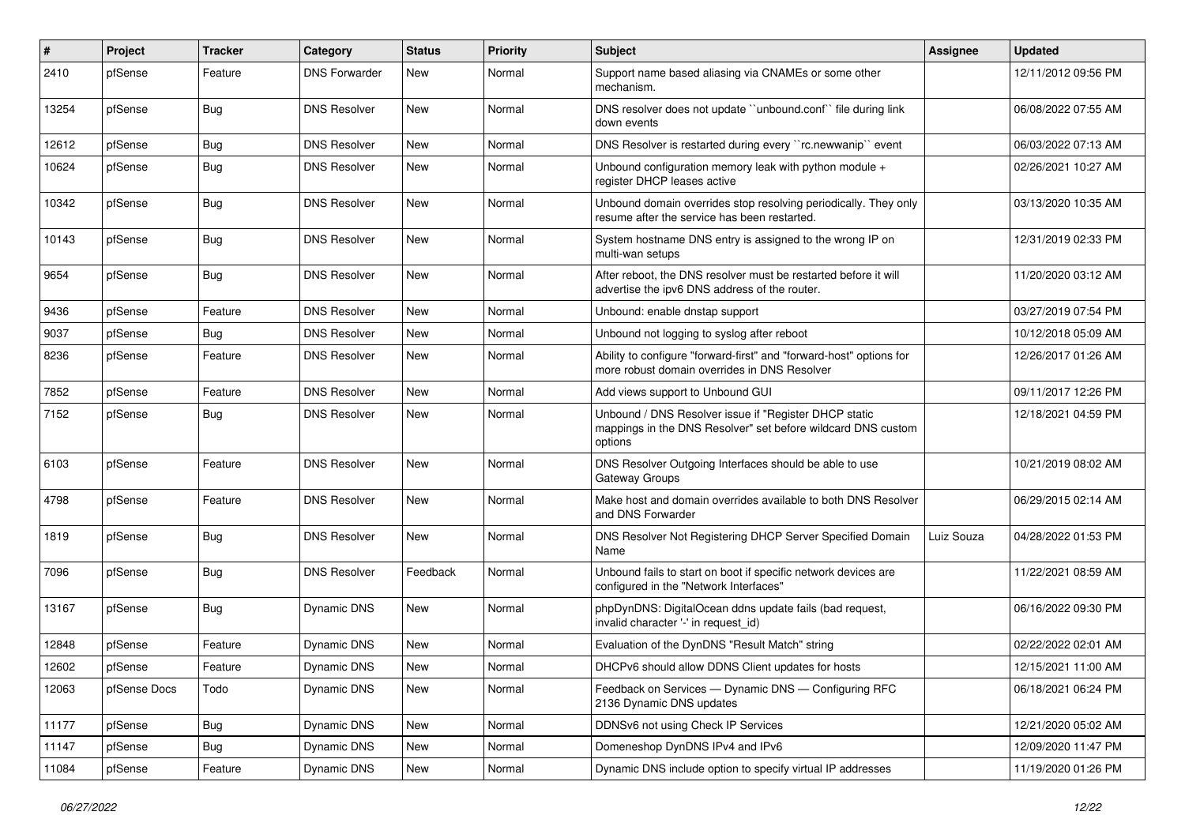| # | Project | Tracker | Category | Status | Priority | Subject | Assignee | Updated |
|---|---|---|---|---|---|---|---|---|
| 2410 | pfSense | Feature | DNS Forwarder | New | Normal | Support name based aliasing via CNAMEs or some other mechanism. | | 12/11/2012 09:56 PM |
| 13254 | pfSense | Bug | DNS Resolver | New | Normal | DNS resolver does not update ``unbound.conf`` file during link down events | | 06/08/2022 07:55 AM |
| 12612 | pfSense | Bug | DNS Resolver | New | Normal | DNS Resolver is restarted during every ``rc.newwanip`` event | | 06/03/2022 07:13 AM |
| 10624 | pfSense | Bug | DNS Resolver | New | Normal | Unbound configuration memory leak with python module + register DHCP leases active | | 02/26/2021 10:27 AM |
| 10342 | pfSense | Bug | DNS Resolver | New | Normal | Unbound domain overrides stop resolving periodically. They only resume after the service has been restarted. | | 03/13/2020 10:35 AM |
| 10143 | pfSense | Bug | DNS Resolver | New | Normal | System hostname DNS entry is assigned to the wrong IP on multi-wan setups | | 12/31/2019 02:33 PM |
| 9654 | pfSense | Bug | DNS Resolver | New | Normal | After reboot, the DNS resolver must be restarted before it will advertise the ipv6 DNS address of the router. | | 11/20/2020 03:12 AM |
| 9436 | pfSense | Feature | DNS Resolver | New | Normal | Unbound: enable dnstap support | | 03/27/2019 07:54 PM |
| 9037 | pfSense | Bug | DNS Resolver | New | Normal | Unbound not logging to syslog after reboot | | 10/12/2018 05:09 AM |
| 8236 | pfSense | Feature | DNS Resolver | New | Normal | Ability to configure "forward-first" and "forward-host" options for more robust domain overrides in DNS Resolver | | 12/26/2017 01:26 AM |
| 7852 | pfSense | Feature | DNS Resolver | New | Normal | Add views support to Unbound GUI | | 09/11/2017 12:26 PM |
| 7152 | pfSense | Bug | DNS Resolver | New | Normal | Unbound / DNS Resolver issue if "Register DHCP static mappings in the DNS Resolver" set before wildcard DNS custom options | | 12/18/2021 04:59 PM |
| 6103 | pfSense | Feature | DNS Resolver | New | Normal | DNS Resolver Outgoing Interfaces should be able to use Gateway Groups | | 10/21/2019 08:02 AM |
| 4798 | pfSense | Feature | DNS Resolver | New | Normal | Make host and domain overrides available to both DNS Resolver and DNS Forwarder | | 06/29/2015 02:14 AM |
| 1819 | pfSense | Bug | DNS Resolver | New | Normal | DNS Resolver Not Registering DHCP Server Specified Domain Name | Luiz Souza | 04/28/2022 01:53 PM |
| 7096 | pfSense | Bug | DNS Resolver | Feedback | Normal | Unbound fails to start on boot if specific network devices are configured in the "Network Interfaces" | | 11/22/2021 08:59 AM |
| 13167 | pfSense | Bug | Dynamic DNS | New | Normal | phpDynDNS: DigitalOcean ddns update fails (bad request, invalid character '-' in request_id) | | 06/16/2022 09:30 PM |
| 12848 | pfSense | Feature | Dynamic DNS | New | Normal | Evaluation of the DynDNS "Result Match" string | | 02/22/2022 02:01 AM |
| 12602 | pfSense | Feature | Dynamic DNS | New | Normal | DHCPv6 should allow DDNS Client updates for hosts | | 12/15/2021 11:00 AM |
| 12063 | pfSense Docs | Todo | Dynamic DNS | New | Normal | Feedback on Services — Dynamic DNS — Configuring RFC 2136 Dynamic DNS updates | | 06/18/2021 06:24 PM |
| 11177 | pfSense | Bug | Dynamic DNS | New | Normal | DDNSv6 not using Check IP Services | | 12/21/2020 05:02 AM |
| 11147 | pfSense | Bug | Dynamic DNS | New | Normal | Domeneshop DynDNS IPv4 and IPv6 | | 12/09/2020 11:47 PM |
| 11084 | pfSense | Feature | Dynamic DNS | New | Normal | Dynamic DNS include option to specify virtual IP addresses | | 11/19/2020 01:26 PM |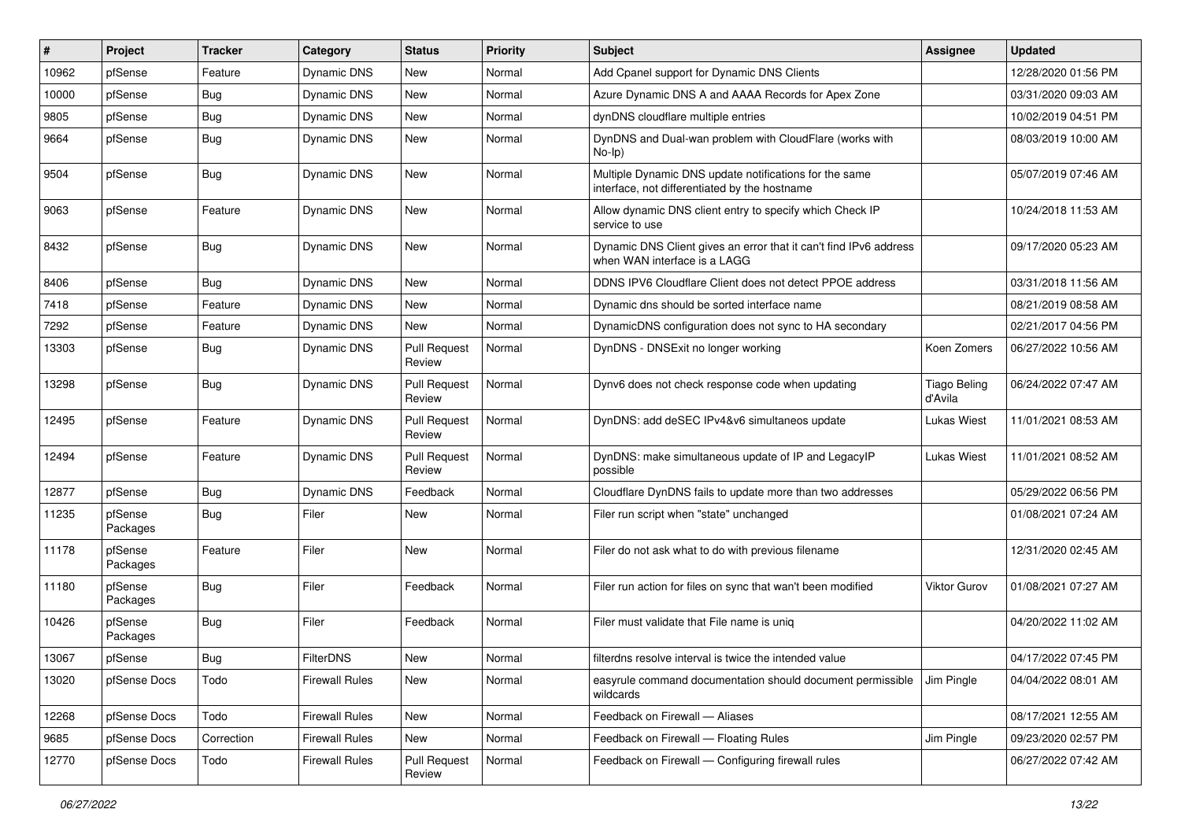| # | Project | Tracker | Category | Status | Priority | Subject | Assignee | Updated |
|---|---|---|---|---|---|---|---|---|
| 10962 | pfSense | Feature | Dynamic DNS | New | Normal | Add Cpanel support for Dynamic DNS Clients | | 12/28/2020 01:56 PM |
| 10000 | pfSense | Bug | Dynamic DNS | New | Normal | Azure Dynamic DNS A and AAAA Records for Apex Zone | | 03/31/2020 09:03 AM |
| 9805 | pfSense | Bug | Dynamic DNS | New | Normal | dynDNS cloudflare multiple entries | | 10/02/2019 04:51 PM |
| 9664 | pfSense | Bug | Dynamic DNS | New | Normal | DynDNS and Dual-wan problem with CloudFlare (works with No-Ip) | | 08/03/2019 10:00 AM |
| 9504 | pfSense | Bug | Dynamic DNS | New | Normal | Multiple Dynamic DNS update notifications for the same interface, not differentiated by the hostname | | 05/07/2019 07:46 AM |
| 9063 | pfSense | Feature | Dynamic DNS | New | Normal | Allow dynamic DNS client entry to specify which Check IP service to use | | 10/24/2018 11:53 AM |
| 8432 | pfSense | Bug | Dynamic DNS | New | Normal | Dynamic DNS Client gives an error that it can't find IPv6 address when WAN interface is a LAGG | | 09/17/2020 05:23 AM |
| 8406 | pfSense | Bug | Dynamic DNS | New | Normal | DDNS IPV6 Cloudflare Client does not detect PPOE address | | 03/31/2018 11:56 AM |
| 7418 | pfSense | Feature | Dynamic DNS | New | Normal | Dynamic dns should be sorted interface name | | 08/21/2019 08:58 AM |
| 7292 | pfSense | Feature | Dynamic DNS | New | Normal | DynamicDNS configuration does not sync to HA secondary | | 02/21/2017 04:56 PM |
| 13303 | pfSense | Bug | Dynamic DNS | Pull Request Review | Normal | DynDNS - DNSExit no longer working | Koen Zomers | 06/27/2022 10:56 AM |
| 13298 | pfSense | Bug | Dynamic DNS | Pull Request Review | Normal | Dynv6 does not check response code when updating | Tiago Beling d'Avila | 06/24/2022 07:47 AM |
| 12495 | pfSense | Feature | Dynamic DNS | Pull Request Review | Normal | DynDNS: add deSEC IPv4&v6 simultaneos update | Lukas Wiest | 11/01/2021 08:53 AM |
| 12494 | pfSense | Feature | Dynamic DNS | Pull Request Review | Normal | DynDNS: make simultaneous update of IP and LegacyIP possible | Lukas Wiest | 11/01/2021 08:52 AM |
| 12877 | pfSense | Bug | Dynamic DNS | Feedback | Normal | Cloudflare DynDNS fails to update more than two addresses | | 05/29/2022 06:56 PM |
| 11235 | pfSense Packages | Bug | Filer | New | Normal | Filer run script when "state" unchanged | | 01/08/2021 07:24 AM |
| 11178 | pfSense Packages | Feature | Filer | New | Normal | Filer do not ask what to do with previous filename | | 12/31/2020 02:45 AM |
| 11180 | pfSense Packages | Bug | Filer | Feedback | Normal | Filer run action for files on sync that wan't been modified | Viktor Gurov | 01/08/2021 07:27 AM |
| 10426 | pfSense Packages | Bug | Filer | Feedback | Normal | Filer must validate that File name is uniq | | 04/20/2022 11:02 AM |
| 13067 | pfSense | Bug | FilterDNS | New | Normal | filterdns resolve interval is twice the intended value | | 04/17/2022 07:45 PM |
| 13020 | pfSense Docs | Todo | Firewall Rules | New | Normal | easyrule command documentation should document permissible wildcards | Jim Pingle | 04/04/2022 08:01 AM |
| 12268 | pfSense Docs | Todo | Firewall Rules | New | Normal | Feedback on Firewall — Aliases | | 08/17/2021 12:55 AM |
| 9685 | pfSense Docs | Correction | Firewall Rules | New | Normal | Feedback on Firewall — Floating Rules | Jim Pingle | 09/23/2020 02:57 PM |
| 12770 | pfSense Docs | Todo | Firewall Rules | Pull Request Review | Normal | Feedback on Firewall — Configuring firewall rules | | 06/27/2022 07:42 AM |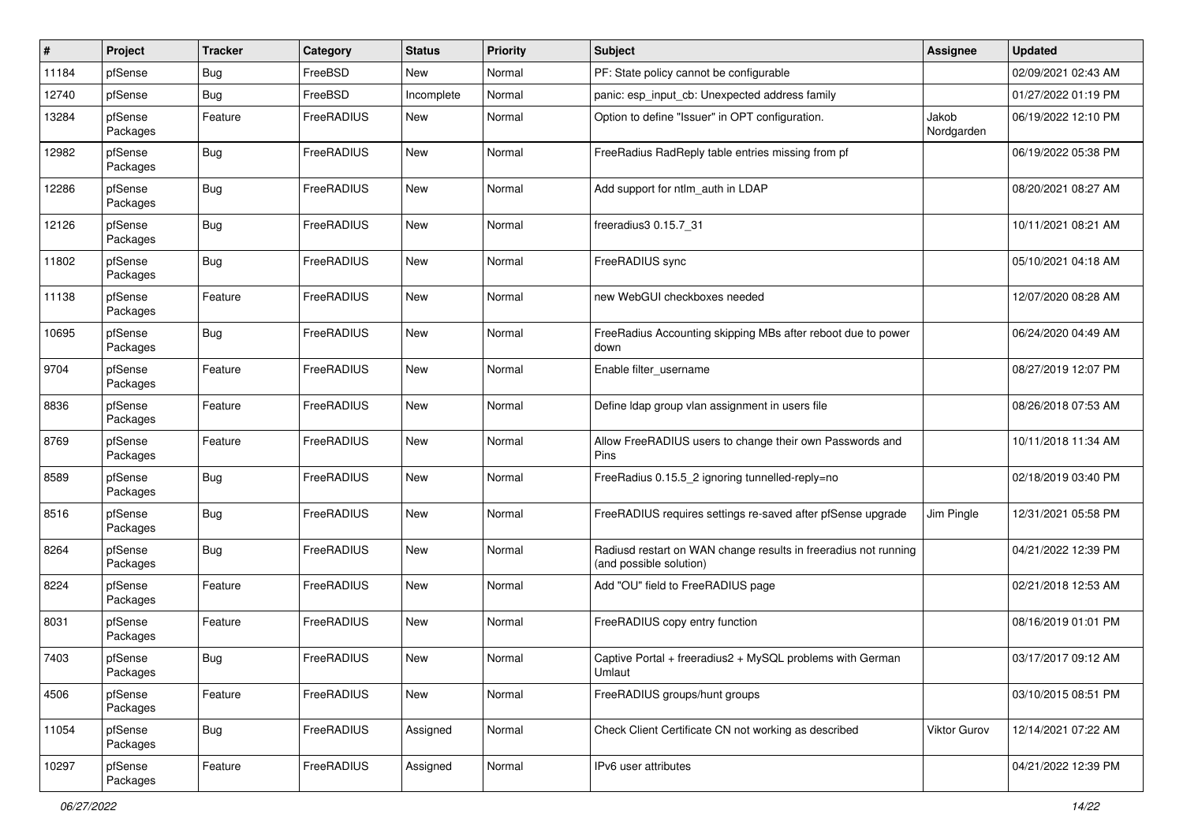| # | Project | Tracker | Category | Status | Priority | Subject | Assignee | Updated |
|---|---|---|---|---|---|---|---|---|
| 11184 | pfSense | Bug | FreeBSD | New | Normal | PF: State policy cannot be configurable | | 02/09/2021 02:43 AM |
| 12740 | pfSense | Bug | FreeBSD | Incomplete | Normal | panic: esp_input_cb: Unexpected address family | | 01/27/2022 01:19 PM |
| 13284 | pfSense Packages | Feature | FreeRADIUS | New | Normal | Option to define "Issuer" in OPT configuration. | Jakob Nordgarden | 06/19/2022 12:10 PM |
| 12982 | pfSense Packages | Bug | FreeRADIUS | New | Normal | FreeRadius RadReply table entries missing from pf | | 06/19/2022 05:38 PM |
| 12286 | pfSense Packages | Bug | FreeRADIUS | New | Normal | Add support for ntlm_auth in LDAP | | 08/20/2021 08:27 AM |
| 12126 | pfSense Packages | Bug | FreeRADIUS | New | Normal | freeradius3 0.15.7_31 | | 10/11/2021 08:21 AM |
| 11802 | pfSense Packages | Bug | FreeRADIUS | New | Normal | FreeRADIUS sync | | 05/10/2021 04:18 AM |
| 11138 | pfSense Packages | Feature | FreeRADIUS | New | Normal | new WebGUI checkboxes needed | | 12/07/2020 08:28 AM |
| 10695 | pfSense Packages | Bug | FreeRADIUS | New | Normal | FreeRadius Accounting skipping MBs after reboot due to power down | | 06/24/2020 04:49 AM |
| 9704 | pfSense Packages | Feature | FreeRADIUS | New | Normal | Enable filter_username | | 08/27/2019 12:07 PM |
| 8836 | pfSense Packages | Feature | FreeRADIUS | New | Normal | Define ldap group vlan assignment in users file | | 08/26/2018 07:53 AM |
| 8769 | pfSense Packages | Feature | FreeRADIUS | New | Normal | Allow FreeRADIUS users to change their own Passwords and Pins | | 10/11/2018 11:34 AM |
| 8589 | pfSense Packages | Bug | FreeRADIUS | New | Normal | FreeRadius 0.15.5_2 ignoring tunnelled-reply=no | | 02/18/2019 03:40 PM |
| 8516 | pfSense Packages | Bug | FreeRADIUS | New | Normal | FreeRADIUS requires settings re-saved after pfSense upgrade | Jim Pingle | 12/31/2021 05:58 PM |
| 8264 | pfSense Packages | Bug | FreeRADIUS | New | Normal | Radiusd restart on WAN change results in freeradius not running (and possible solution) | | 04/21/2022 12:39 PM |
| 8224 | pfSense Packages | Feature | FreeRADIUS | New | Normal | Add "OU" field to FreeRADIUS page | | 02/21/2018 12:53 AM |
| 8031 | pfSense Packages | Feature | FreeRADIUS | New | Normal | FreeRADIUS copy entry function | | 08/16/2019 01:01 PM |
| 7403 | pfSense Packages | Bug | FreeRADIUS | New | Normal | Captive Portal + freeradius2 + MySQL problems with German Umlaut | | 03/17/2017 09:12 AM |
| 4506 | pfSense Packages | Feature | FreeRADIUS | New | Normal | FreeRADIUS groups/hunt groups | | 03/10/2015 08:51 PM |
| 11054 | pfSense Packages | Bug | FreeRADIUS | Assigned | Normal | Check Client Certificate CN not working as described | Viktor Gurov | 12/14/2021 07:22 AM |
| 10297 | pfSense Packages | Feature | FreeRADIUS | Assigned | Normal | IPv6 user attributes | | 04/21/2022 12:39 PM |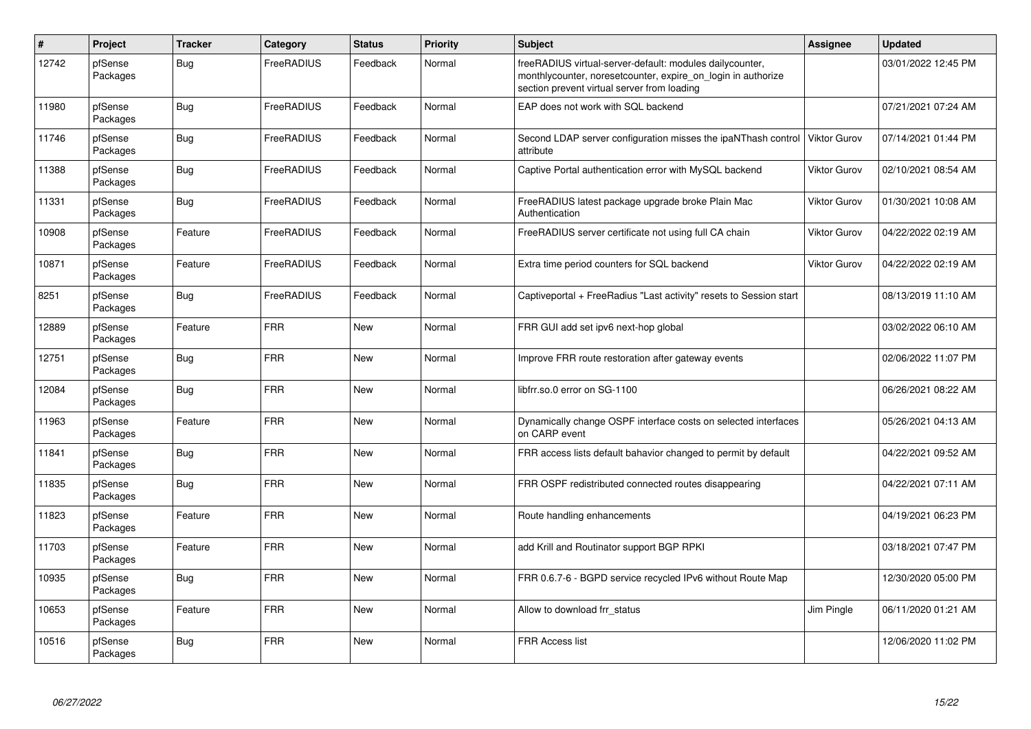| # | Project | Tracker | Category | Status | Priority | Subject | Assignee | Updated |
|---|---|---|---|---|---|---|---|---|
| 12742 | pfSense Packages | Bug | FreeRADIUS | Feedback | Normal | freeRADIUS virtual-server-default: modules dailycounter, monthlycounter, noresetcounter, expire_on_login in authorize section prevent virtual server from loading | | 03/01/2022 12:45 PM |
| 11980 | pfSense Packages | Bug | FreeRADIUS | Feedback | Normal | EAP does not work with SQL backend | | 07/21/2021 07:24 AM |
| 11746 | pfSense Packages | Bug | FreeRADIUS | Feedback | Normal | Second LDAP server configuration misses the ipaNThash control attribute | Viktor Gurov | 07/14/2021 01:44 PM |
| 11388 | pfSense Packages | Bug | FreeRADIUS | Feedback | Normal | Captive Portal authentication error with MySQL backend | Viktor Gurov | 02/10/2021 08:54 AM |
| 11331 | pfSense Packages | Bug | FreeRADIUS | Feedback | Normal | FreeRADIUS latest package upgrade broke Plain Mac Authentication | Viktor Gurov | 01/30/2021 10:08 AM |
| 10908 | pfSense Packages | Feature | FreeRADIUS | Feedback | Normal | FreeRADIUS server certificate not using full CA chain | Viktor Gurov | 04/22/2022 02:19 AM |
| 10871 | pfSense Packages | Feature | FreeRADIUS | Feedback | Normal | Extra time period counters for SQL backend | Viktor Gurov | 04/22/2022 02:19 AM |
| 8251 | pfSense Packages | Bug | FreeRADIUS | Feedback | Normal | Captiveportal + FreeRadius "Last activity" resets to Session start | | 08/13/2019 11:10 AM |
| 12889 | pfSense Packages | Feature | FRR | New | Normal | FRR GUI add set ipv6 next-hop global | | 03/02/2022 06:10 AM |
| 12751 | pfSense Packages | Bug | FRR | New | Normal | Improve FRR route restoration after gateway events | | 02/06/2022 11:07 PM |
| 12084 | pfSense Packages | Bug | FRR | New | Normal | libfrr.so.0 error on SG-1100 | | 06/26/2021 08:22 AM |
| 11963 | pfSense Packages | Feature | FRR | New | Normal | Dynamically change OSPF interface costs on selected interfaces on CARP event | | 05/26/2021 04:13 AM |
| 11841 | pfSense Packages | Bug | FRR | New | Normal | FRR access lists default bahavior changed to permit by default | | 04/22/2021 09:52 AM |
| 11835 | pfSense Packages | Bug | FRR | New | Normal | FRR OSPF redistributed connected routes disappearing | | 04/22/2021 07:11 AM |
| 11823 | pfSense Packages | Feature | FRR | New | Normal | Route handling enhancements | | 04/19/2021 06:23 PM |
| 11703 | pfSense Packages | Feature | FRR | New | Normal | add Krill and Routinator support BGP RPKI | | 03/18/2021 07:47 PM |
| 10935 | pfSense Packages | Bug | FRR | New | Normal | FRR 0.6.7-6 - BGPD service recycled IPv6 without Route Map | | 12/30/2020 05:00 PM |
| 10653 | pfSense Packages | Feature | FRR | New | Normal | Allow to download frr_status | Jim Pingle | 06/11/2020 01:21 AM |
| 10516 | pfSense Packages | Bug | FRR | New | Normal | FRR Access list | | 12/06/2020 11:02 PM |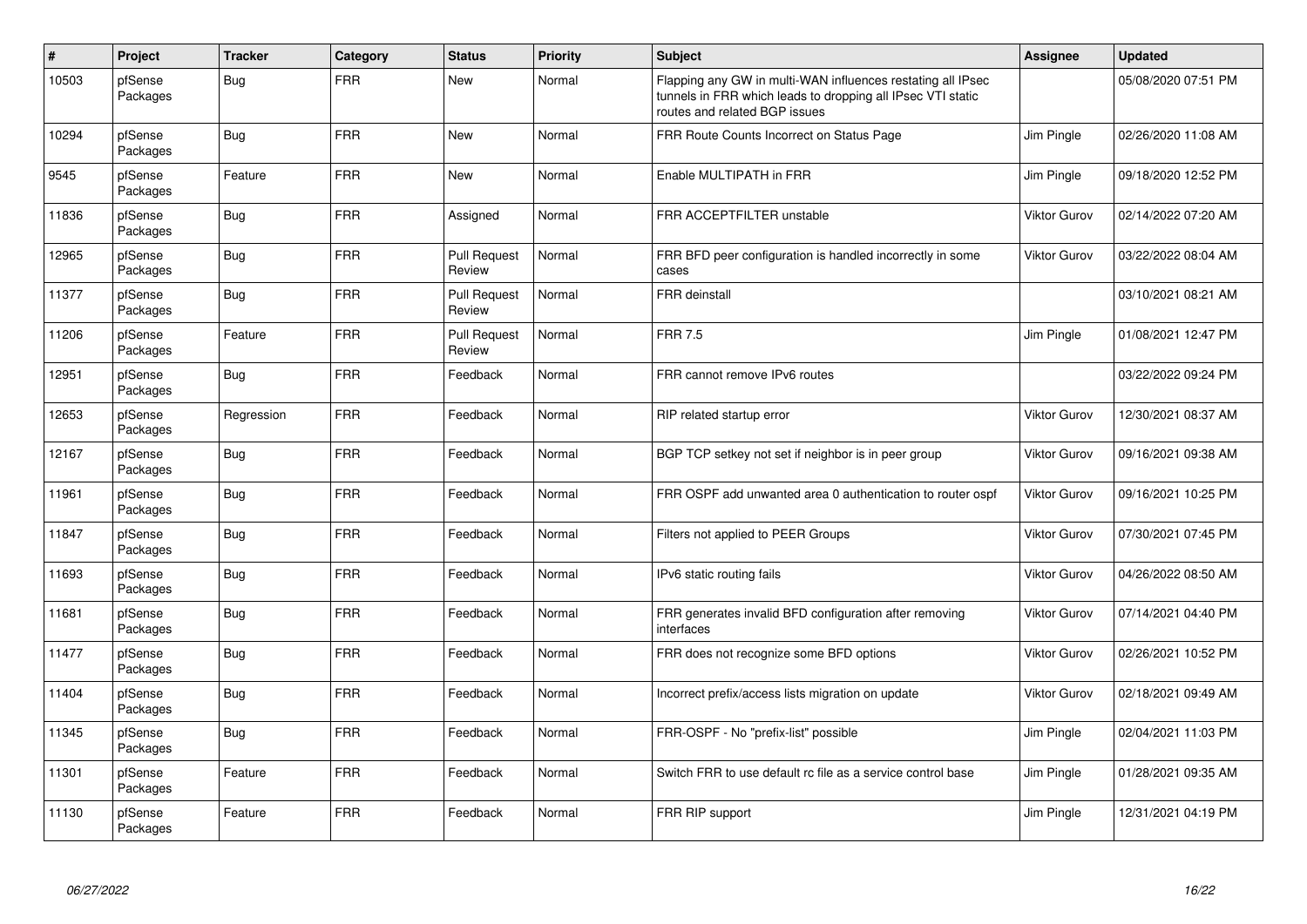| # | Project | Tracker | Category | Status | Priority | Subject | Assignee | Updated |
|---|---|---|---|---|---|---|---|---|
| 10503 | pfSense Packages | Bug | FRR | New | Normal | Flapping any GW in multi-WAN influences restating all IPsec tunnels in FRR which leads to dropping all IPsec VTI static routes and related BGP issues | | 05/08/2020 07:51 PM |
| 10294 | pfSense Packages | Bug | FRR | New | Normal | FRR Route Counts Incorrect on Status Page | Jim Pingle | 02/26/2020 11:08 AM |
| 9545 | pfSense Packages | Feature | FRR | New | Normal | Enable MULTIPATH in FRR | Jim Pingle | 09/18/2020 12:52 PM |
| 11836 | pfSense Packages | Bug | FRR | Assigned | Normal | FRR ACCEPTFILTER unstable | Viktor Gurov | 02/14/2022 07:20 AM |
| 12965 | pfSense Packages | Bug | FRR | Pull Request Review | Normal | FRR BFD peer configuration is handled incorrectly in some cases | Viktor Gurov | 03/22/2022 08:04 AM |
| 11377 | pfSense Packages | Bug | FRR | Pull Request Review | Normal | FRR deinstall | | 03/10/2021 08:21 AM |
| 11206 | pfSense Packages | Feature | FRR | Pull Request Review | Normal | FRR 7.5 | Jim Pingle | 01/08/2021 12:47 PM |
| 12951 | pfSense Packages | Bug | FRR | Feedback | Normal | FRR cannot remove IPv6 routes | | 03/22/2022 09:24 PM |
| 12653 | pfSense Packages | Regression | FRR | Feedback | Normal | RIP related startup error | Viktor Gurov | 12/30/2021 08:37 AM |
| 12167 | pfSense Packages | Bug | FRR | Feedback | Normal | BGP TCP setkey not set if neighbor is in peer group | Viktor Gurov | 09/16/2021 09:38 AM |
| 11961 | pfSense Packages | Bug | FRR | Feedback | Normal | FRR OSPF add unwanted area 0 authentication to router ospf | Viktor Gurov | 09/16/2021 10:25 PM |
| 11847 | pfSense Packages | Bug | FRR | Feedback | Normal | Filters not applied to PEER Groups | Viktor Gurov | 07/30/2021 07:45 PM |
| 11693 | pfSense Packages | Bug | FRR | Feedback | Normal | IPv6 static routing fails | Viktor Gurov | 04/26/2022 08:50 AM |
| 11681 | pfSense Packages | Bug | FRR | Feedback | Normal | FRR generates invalid BFD configuration after removing interfaces | Viktor Gurov | 07/14/2021 04:40 PM |
| 11477 | pfSense Packages | Bug | FRR | Feedback | Normal | FRR does not recognize some BFD options | Viktor Gurov | 02/26/2021 10:52 PM |
| 11404 | pfSense Packages | Bug | FRR | Feedback | Normal | Incorrect prefix/access lists migration on update | Viktor Gurov | 02/18/2021 09:49 AM |
| 11345 | pfSense Packages | Bug | FRR | Feedback | Normal | FRR-OSPF - No "prefix-list" possible | Jim Pingle | 02/04/2021 11:03 PM |
| 11301 | pfSense Packages | Feature | FRR | Feedback | Normal | Switch FRR to use default rc file as a service control base | Jim Pingle | 01/28/2021 09:35 AM |
| 11130 | pfSense Packages | Feature | FRR | Feedback | Normal | FRR RIP support | Jim Pingle | 12/31/2021 04:19 PM |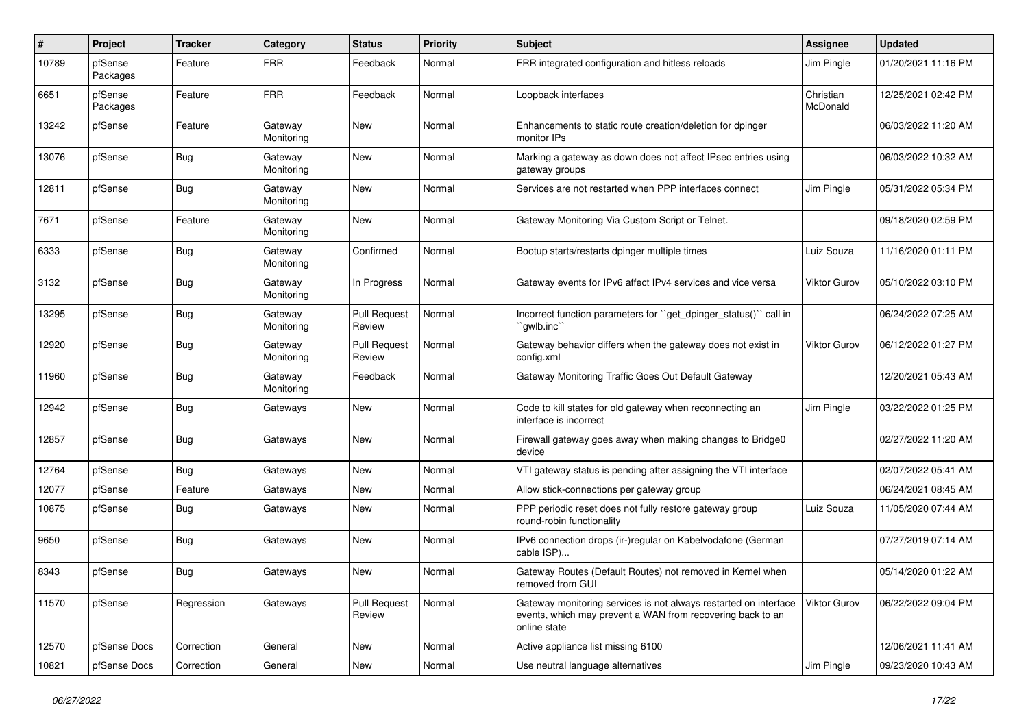| # | Project | Tracker | Category | Status | Priority | Subject | Assignee | Updated |
|---|---|---|---|---|---|---|---|---|
| 10789 | pfSense Packages | Feature | FRR | Feedback | Normal | FRR integrated configuration and hitless reloads | Jim Pingle | 01/20/2021 11:16 PM |
| 6651 | pfSense Packages | Feature | FRR | Feedback | Normal | Loopback interfaces | Christian McDonald | 12/25/2021 02:42 PM |
| 13242 | pfSense | Feature | Gateway Monitoring | New | Normal | Enhancements to static route creation/deletion for dpinger monitor IPs | | 06/03/2022 11:20 AM |
| 13076 | pfSense | Bug | Gateway Monitoring | New | Normal | Marking a gateway as down does not affect IPsec entries using gateway groups | | 06/03/2022 10:32 AM |
| 12811 | pfSense | Bug | Gateway Monitoring | New | Normal | Services are not restarted when PPP interfaces connect | Jim Pingle | 05/31/2022 05:34 PM |
| 7671 | pfSense | Feature | Gateway Monitoring | New | Normal | Gateway Monitoring Via Custom Script or Telnet. | | 09/18/2020 02:59 PM |
| 6333 | pfSense | Bug | Gateway Monitoring | Confirmed | Normal | Bootup starts/restarts dpinger multiple times | Luiz Souza | 11/16/2020 01:11 PM |
| 3132 | pfSense | Bug | Gateway Monitoring | In Progress | Normal | Gateway events for IPv6 affect IPv4 services and vice versa | Viktor Gurov | 05/10/2022 03:10 PM |
| 13295 | pfSense | Bug | Gateway Monitoring | Pull Request Review | Normal | Incorrect function parameters for ``get_dpinger_status()`` call in ``gwlb.inc`` | | 06/24/2022 07:25 AM |
| 12920 | pfSense | Bug | Gateway Monitoring | Pull Request Review | Normal | Gateway behavior differs when the gateway does not exist in config.xml | Viktor Gurov | 06/12/2022 01:27 PM |
| 11960 | pfSense | Bug | Gateway Monitoring | Feedback | Normal | Gateway Monitoring Traffic Goes Out Default Gateway | | 12/20/2021 05:43 AM |
| 12942 | pfSense | Bug | Gateways | New | Normal | Code to kill states for old gateway when reconnecting an interface is incorrect | Jim Pingle | 03/22/2022 01:25 PM |
| 12857 | pfSense | Bug | Gateways | New | Normal | Firewall gateway goes away when making changes to Bridge0 device | | 02/27/2022 11:20 AM |
| 12764 | pfSense | Bug | Gateways | New | Normal | VTI gateway status is pending after assigning the VTI interface | | 02/07/2022 05:41 AM |
| 12077 | pfSense | Feature | Gateways | New | Normal | Allow stick-connections per gateway group | | 06/24/2021 08:45 AM |
| 10875 | pfSense | Bug | Gateways | New | Normal | PPP periodic reset does not fully restore gateway group round-robin functionality | Luiz Souza | 11/05/2020 07:44 AM |
| 9650 | pfSense | Bug | Gateways | New | Normal | IPv6 connection drops (ir-)regular on Kabelvodafone (German cable ISP)... | | 07/27/2019 07:14 AM |
| 8343 | pfSense | Bug | Gateways | New | Normal | Gateway Routes (Default Routes) not removed in Kernel when removed from GUI | | 05/14/2020 01:22 AM |
| 11570 | pfSense | Regression | Gateways | Pull Request Review | Normal | Gateway monitoring services is not always restarted on interface events, which may prevent a WAN from recovering back to an online state | Viktor Gurov | 06/22/2022 09:04 PM |
| 12570 | pfSense Docs | Correction | General | New | Normal | Active appliance list missing 6100 | | 12/06/2021 11:41 AM |
| 10821 | pfSense Docs | Correction | General | New | Normal | Use neutral language alternatives | Jim Pingle | 09/23/2020 10:43 AM |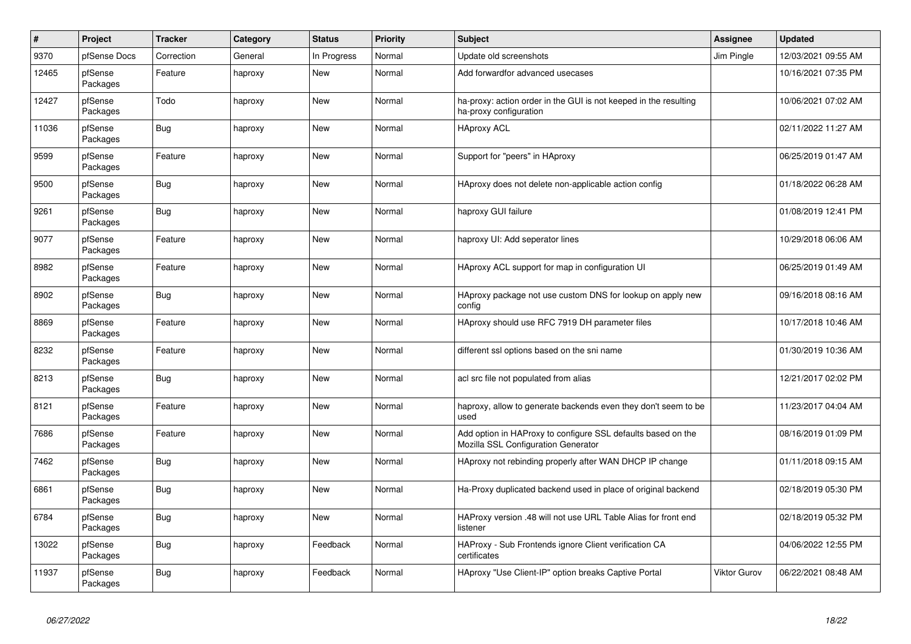| # | Project | Tracker | Category | Status | Priority | Subject | Assignee | Updated |
|---|---|---|---|---|---|---|---|---|
| 9370 | pfSense Docs | Correction | General | In Progress | Normal | Update old screenshots | Jim Pingle | 12/03/2021 09:55 AM |
| 12465 | pfSense Packages | Feature | haproxy | New | Normal | Add forwardfor advanced usecases | | 10/16/2021 07:35 PM |
| 12427 | pfSense Packages | Todo | haproxy | New | Normal | ha-proxy: action order in the GUI is not keeped in the resulting ha-proxy configuration | | 10/06/2021 07:02 AM |
| 11036 | pfSense Packages | Bug | haproxy | New | Normal | HAproxy ACL | | 02/11/2022 11:27 AM |
| 9599 | pfSense Packages | Feature | haproxy | New | Normal | Support for "peers" in HAproxy | | 06/25/2019 01:47 AM |
| 9500 | pfSense Packages | Bug | haproxy | New | Normal | HAproxy does not delete non-applicable action config | | 01/18/2022 06:28 AM |
| 9261 | pfSense Packages | Bug | haproxy | New | Normal | haproxy GUI failure | | 01/08/2019 12:41 PM |
| 9077 | pfSense Packages | Feature | haproxy | New | Normal | haproxy UI: Add seperator lines | | 10/29/2018 06:06 AM |
| 8982 | pfSense Packages | Feature | haproxy | New | Normal | HAproxy ACL support for map in configuration UI | | 06/25/2019 01:49 AM |
| 8902 | pfSense Packages | Bug | haproxy | New | Normal | HAproxy package not use custom DNS for lookup on apply new config | | 09/16/2018 08:16 AM |
| 8869 | pfSense Packages | Feature | haproxy | New | Normal | HAproxy should use RFC 7919 DH parameter files | | 10/17/2018 10:46 AM |
| 8232 | pfSense Packages | Feature | haproxy | New | Normal | different ssl options based on the sni name | | 01/30/2019 10:36 AM |
| 8213 | pfSense Packages | Bug | haproxy | New | Normal | acl src file not populated from alias | | 12/21/2017 02:02 PM |
| 8121 | pfSense Packages | Feature | haproxy | New | Normal | haproxy, allow to generate backends even they don't seem to be used | | 11/23/2017 04:04 AM |
| 7686 | pfSense Packages | Feature | haproxy | New | Normal | Add option in HAProxy to configure SSL defaults based on the Mozilla SSL Configuration Generator | | 08/16/2019 01:09 PM |
| 7462 | pfSense Packages | Bug | haproxy | New | Normal | HAproxy not rebinding properly after WAN DHCP IP change | | 01/11/2018 09:15 AM |
| 6861 | pfSense Packages | Bug | haproxy | New | Normal | Ha-Proxy duplicated backend used in place of original backend | | 02/18/2019 05:30 PM |
| 6784 | pfSense Packages | Bug | haproxy | New | Normal | HAProxy version .48 will not use URL Table Alias for front end listener | | 02/18/2019 05:32 PM |
| 13022 | pfSense Packages | Bug | haproxy | Feedback | Normal | HAProxy - Sub Frontends ignore Client verification CA certificates | | 04/06/2022 12:55 PM |
| 11937 | pfSense Packages | Bug | haproxy | Feedback | Normal | HAproxy "Use Client-IP" option breaks Captive Portal | Viktor Gurov | 06/22/2021 08:48 AM |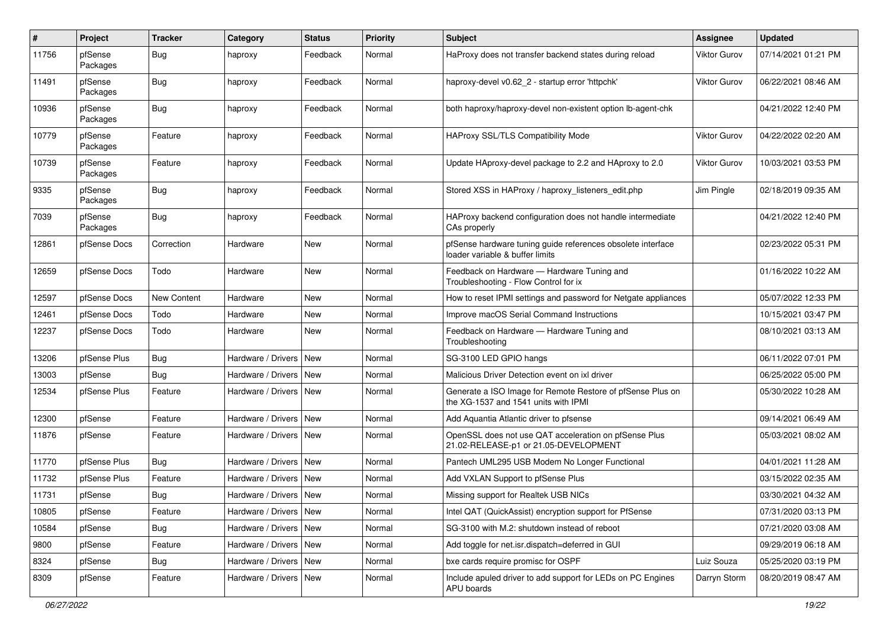| # | Project | Tracker | Category | Status | Priority | Subject | Assignee | Updated |
|---|---|---|---|---|---|---|---|---|
| 11756 | pfSense Packages | Bug | haproxy | Feedback | Normal | HaProxy does not transfer backend states during reload | Viktor Gurov | 07/14/2021 01:21 PM |
| 11491 | pfSense Packages | Bug | haproxy | Feedback | Normal | haproxy-devel v0.62_2 - startup error 'httpchk' | Viktor Gurov | 06/22/2021 08:46 AM |
| 10936 | pfSense Packages | Bug | haproxy | Feedback | Normal | both haproxy/haproxy-devel non-existent option lb-agent-chk | | 04/21/2022 12:40 PM |
| 10779 | pfSense Packages | Feature | haproxy | Feedback | Normal | HAProxy SSL/TLS Compatibility Mode | Viktor Gurov | 04/22/2022 02:20 AM |
| 10739 | pfSense Packages | Feature | haproxy | Feedback | Normal | Update HAproxy-devel package to 2.2 and HAproxy to 2.0 | Viktor Gurov | 10/03/2021 03:53 PM |
| 9335 | pfSense Packages | Bug | haproxy | Feedback | Normal | Stored XSS in HAProxy / haproxy_listeners_edit.php | Jim Pingle | 02/18/2019 09:35 AM |
| 7039 | pfSense Packages | Bug | haproxy | Feedback | Normal | HAProxy backend configuration does not handle intermediate CAs properly | | 04/21/2022 12:40 PM |
| 12861 | pfSense Docs | Correction | Hardware | New | Normal | pfSense hardware tuning guide references obsolete interface loader variable & buffer limits | | 02/23/2022 05:31 PM |
| 12659 | pfSense Docs | Todo | Hardware | New | Normal | Feedback on Hardware — Hardware Tuning and Troubleshooting - Flow Control for ix | | 01/16/2022 10:22 AM |
| 12597 | pfSense Docs | New Content | Hardware | New | Normal | How to reset IPMI settings and password for Netgate appliances | | 05/07/2022 12:33 PM |
| 12461 | pfSense Docs | Todo | Hardware | New | Normal | Improve macOS Serial Command Instructions | | 10/15/2021 03:47 PM |
| 12237 | pfSense Docs | Todo | Hardware | New | Normal | Feedback on Hardware — Hardware Tuning and Troubleshooting | | 08/10/2021 03:13 AM |
| 13206 | pfSense Plus | Bug | Hardware / Drivers | New | Normal | SG-3100 LED GPIO hangs | | 06/11/2022 07:01 PM |
| 13003 | pfSense | Bug | Hardware / Drivers | New | Normal | Malicious Driver Detection event on ixl driver | | 06/25/2022 05:00 PM |
| 12534 | pfSense Plus | Feature | Hardware / Drivers | New | Normal | Generate a ISO Image for Remote Restore of pfSense Plus on the XG-1537 and 1541 units with IPMI | | 05/30/2022 10:28 AM |
| 12300 | pfSense | Feature | Hardware / Drivers | New | Normal | Add Aquantia Atlantic driver to pfsense | | 09/14/2021 06:49 AM |
| 11876 | pfSense | Feature | Hardware / Drivers | New | Normal | OpenSSL does not use QAT acceleration on pfSense Plus 21.02-RELEASE-p1 or 21.05-DEVELOPMENT | | 05/03/2021 08:02 AM |
| 11770 | pfSense Plus | Bug | Hardware / Drivers | New | Normal | Pantech UML295 USB Modem No Longer Functional | | 04/01/2021 11:28 AM |
| 11732 | pfSense Plus | Feature | Hardware / Drivers | New | Normal | Add VXLAN Support to pfSense Plus | | 03/15/2022 02:35 AM |
| 11731 | pfSense | Bug | Hardware / Drivers | New | Normal | Missing support for Realtek USB NICs | | 03/30/2021 04:32 AM |
| 10805 | pfSense | Feature | Hardware / Drivers | New | Normal | Intel QAT (QuickAssist) encryption support for PfSense | | 07/31/2020 03:13 PM |
| 10584 | pfSense | Bug | Hardware / Drivers | New | Normal | SG-3100 with M.2: shutdown instead of reboot | | 07/21/2020 03:08 AM |
| 9800 | pfSense | Feature | Hardware / Drivers | New | Normal | Add toggle for net.isr.dispatch=deferred in GUI | | 09/29/2019 06:18 AM |
| 8324 | pfSense | Bug | Hardware / Drivers | New | Normal | bxe cards require promisc for OSPF | Luiz Souza | 05/25/2020 03:19 PM |
| 8309 | pfSense | Feature | Hardware / Drivers | New | Normal | Include apuled driver to add support for LEDs on PC Engines APU boards | Darryn Storm | 08/20/2019 08:47 AM |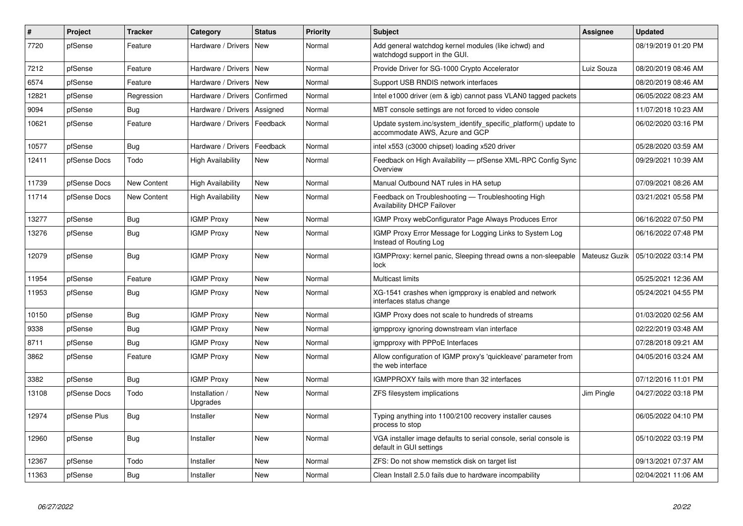| # | Project | Tracker | Category | Status | Priority | Subject | Assignee | Updated |
|---|---|---|---|---|---|---|---|---|
| 7720 | pfSense | Feature | Hardware / Drivers | New | Normal | Add general watchdog kernel modules (like ichwd) and watchdogd support in the GUI. | | 08/19/2019 01:20 PM |
| 7212 | pfSense | Feature | Hardware / Drivers | New | Normal | Provide Driver for SG-1000 Crypto Accelerator | Luiz Souza | 08/20/2019 08:46 AM |
| 6574 | pfSense | Feature | Hardware / Drivers | New | Normal | Support USB RNDIS network interfaces | | 08/20/2019 08:46 AM |
| 12821 | pfSense | Regression | Hardware / Drivers | Confirmed | Normal | Intel e1000 driver (em & igb) cannot pass VLAN0 tagged packets | | 06/05/2022 08:23 AM |
| 9094 | pfSense | Bug | Hardware / Drivers | Assigned | Normal | MBT console settings are not forced to video console | | 11/07/2018 10:23 AM |
| 10621 | pfSense | Feature | Hardware / Drivers | Feedback | Normal | Update system.inc/system_identify_specific_platform() update to accommodate AWS, Azure and GCP | | 06/02/2020 03:16 PM |
| 10577 | pfSense | Bug | Hardware / Drivers | Feedback | Normal | intel x553 (c3000 chipset) loading x520 driver | | 05/28/2020 03:59 AM |
| 12411 | pfSense Docs | Todo | High Availability | New | Normal | Feedback on High Availability — pfSense XML-RPC Config Sync Overview | | 09/29/2021 10:39 AM |
| 11739 | pfSense Docs | New Content | High Availability | New | Normal | Manual Outbound NAT rules in HA setup | | 07/09/2021 08:26 AM |
| 11714 | pfSense Docs | New Content | High Availability | New | Normal | Feedback on Troubleshooting — Troubleshooting High Availability DHCP Failover | | 03/21/2021 05:58 PM |
| 13277 | pfSense | Bug | IGMP Proxy | New | Normal | IGMP Proxy webConfigurator Page Always Produces Error | | 06/16/2022 07:50 PM |
| 13276 | pfSense | Bug | IGMP Proxy | New | Normal | IGMP Proxy Error Message for Logging Links to System Log Instead of Routing Log | | 06/16/2022 07:48 PM |
| 12079 | pfSense | Bug | IGMP Proxy | New | Normal | IGMPProxy: kernel panic, Sleeping thread owns a non-sleepable lock | Mateusz Guzik | 05/10/2022 03:14 PM |
| 11954 | pfSense | Feature | IGMP Proxy | New | Normal | Multicast limits | | 05/25/2021 12:36 AM |
| 11953 | pfSense | Bug | IGMP Proxy | New | Normal | XG-1541 crashes when igmpproxy is enabled and network interfaces status change | | 05/24/2021 04:55 PM |
| 10150 | pfSense | Bug | IGMP Proxy | New | Normal | IGMP Proxy does not scale to hundreds of streams | | 01/03/2020 02:56 AM |
| 9338 | pfSense | Bug | IGMP Proxy | New | Normal | igmpproxy ignoring downstream vlan interface | | 02/22/2019 03:48 AM |
| 8711 | pfSense | Bug | IGMP Proxy | New | Normal | igmpproxy with PPPoE Interfaces | | 07/28/2018 09:21 AM |
| 3862 | pfSense | Feature | IGMP Proxy | New | Normal | Allow configuration of IGMP proxy's 'quickleave' parameter from the web interface | | 04/05/2016 03:24 AM |
| 3382 | pfSense | Bug | IGMP Proxy | New | Normal | IGMPPROXY fails with more than 32 interfaces | | 07/12/2016 11:01 PM |
| 13108 | pfSense Docs | Todo | Installation / Upgrades | New | Normal | ZFS filesystem implications | Jim Pingle | 04/27/2022 03:18 PM |
| 12974 | pfSense Plus | Bug | Installer | New | Normal | Typing anything into 1100/2100 recovery installer causes process to stop | | 06/05/2022 04:10 PM |
| 12960 | pfSense | Bug | Installer | New | Normal | VGA installer image defaults to serial console, serial console is default in GUI settings | | 05/10/2022 03:19 PM |
| 12367 | pfSense | Todo | Installer | New | Normal | ZFS: Do not show memstick disk on target list | | 09/13/2021 07:37 AM |
| 11363 | pfSense | Bug | Installer | New | Normal | Clean Install 2.5.0 fails due to hardware incompability | | 02/04/2021 11:06 AM |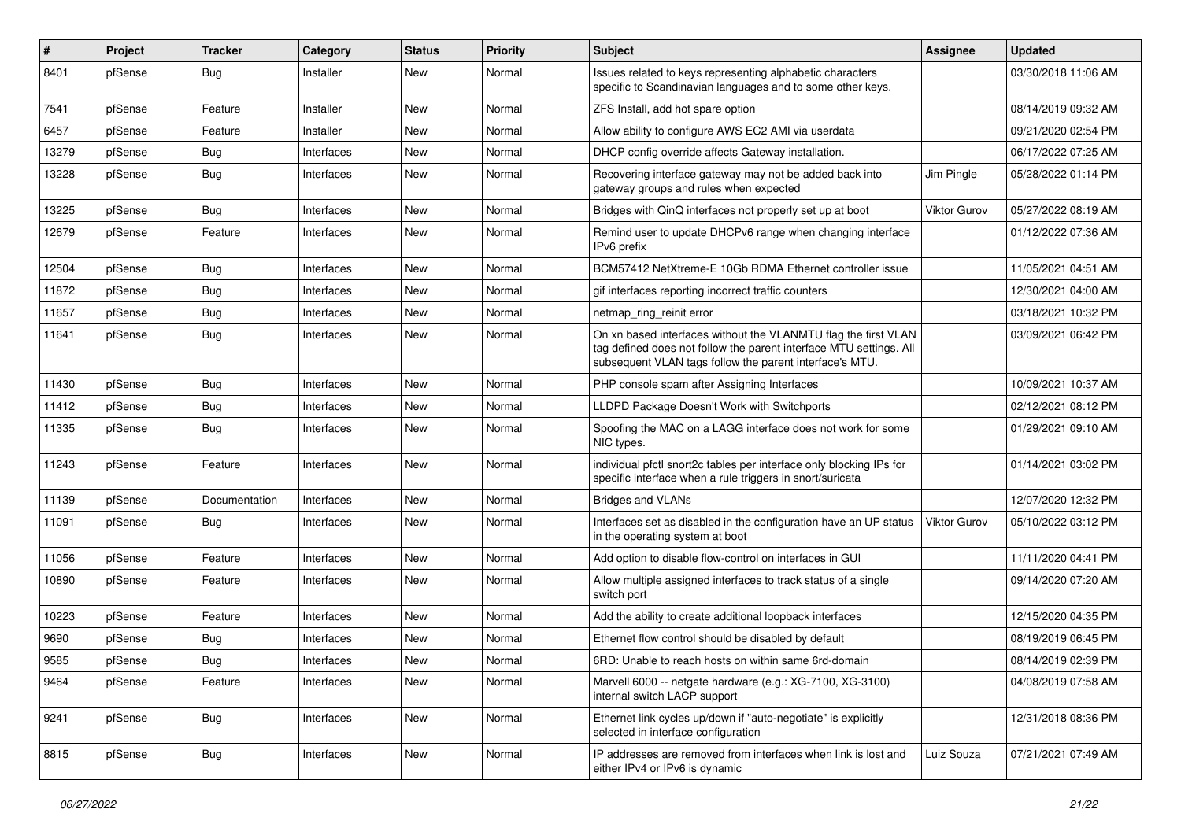| # | Project | Tracker | Category | Status | Priority | Subject | Assignee | Updated |
|---|---|---|---|---|---|---|---|---|
| 8401 | pfSense | Bug | Installer | New | Normal | Issues related to keys representing alphabetic characters specific to Scandinavian languages and to some other keys. | | 03/30/2018 11:06 AM |
| 7541 | pfSense | Feature | Installer | New | Normal | ZFS Install, add hot spare option | | 08/14/2019 09:32 AM |
| 6457 | pfSense | Feature | Installer | New | Normal | Allow ability to configure AWS EC2 AMI via userdata | | 09/21/2020 02:54 PM |
| 13279 | pfSense | Bug | Interfaces | New | Normal | DHCP config override affects Gateway installation. | | 06/17/2022 07:25 AM |
| 13228 | pfSense | Bug | Interfaces | New | Normal | Recovering interface gateway may not be added back into gateway groups and rules when expected | Jim Pingle | 05/28/2022 01:14 PM |
| 13225 | pfSense | Bug | Interfaces | New | Normal | Bridges with QinQ interfaces not properly set up at boot | Viktor Gurov | 05/27/2022 08:19 AM |
| 12679 | pfSense | Feature | Interfaces | New | Normal | Remind user to update DHCPv6 range when changing interface IPv6 prefix | | 01/12/2022 07:36 AM |
| 12504 | pfSense | Bug | Interfaces | New | Normal | BCM57412 NetXtreme-E 10Gb RDMA Ethernet controller issue | | 11/05/2021 04:51 AM |
| 11872 | pfSense | Bug | Interfaces | New | Normal | gif interfaces reporting incorrect traffic counters | | 12/30/2021 04:00 AM |
| 11657 | pfSense | Bug | Interfaces | New | Normal | netmap_ring_reinit error | | 03/18/2021 10:32 PM |
| 11641 | pfSense | Bug | Interfaces | New | Normal | On xn based interfaces without the VLANMTU flag the first VLAN tag defined does not follow the parent interface MTU settings. All subsequent VLAN tags follow the parent interface's MTU. | | 03/09/2021 06:42 PM |
| 11430 | pfSense | Bug | Interfaces | New | Normal | PHP console spam after Assigning Interfaces | | 10/09/2021 10:37 AM |
| 11412 | pfSense | Bug | Interfaces | New | Normal | LLDPD Package Doesn't Work with Switchports | | 02/12/2021 08:12 PM |
| 11335 | pfSense | Bug | Interfaces | New | Normal | Spoofing the MAC on a LAGG interface does not work for some NIC types. | | 01/29/2021 09:10 AM |
| 11243 | pfSense | Feature | Interfaces | New | Normal | individual pfctl snort2c tables per interface only blocking IPs for specific interface when a rule triggers in snort/suricata | | 01/14/2021 03:02 PM |
| 11139 | pfSense | Documentation | Interfaces | New | Normal | Bridges and VLANs | | 12/07/2020 12:32 PM |
| 11091 | pfSense | Bug | Interfaces | New | Normal | Interfaces set as disabled in the configuration have an UP status in the operating system at boot | Viktor Gurov | 05/10/2022 03:12 PM |
| 11056 | pfSense | Feature | Interfaces | New | Normal | Add option to disable flow-control on interfaces in GUI | | 11/11/2020 04:41 PM |
| 10890 | pfSense | Feature | Interfaces | New | Normal | Allow multiple assigned interfaces to track status of a single switch port | | 09/14/2020 07:20 AM |
| 10223 | pfSense | Feature | Interfaces | New | Normal | Add the ability to create additional loopback interfaces | | 12/15/2020 04:35 PM |
| 9690 | pfSense | Bug | Interfaces | New | Normal | Ethernet flow control should be disabled by default | | 08/19/2019 06:45 PM |
| 9585 | pfSense | Bug | Interfaces | New | Normal | 6RD: Unable to reach hosts on within same 6rd-domain | | 08/14/2019 02:39 PM |
| 9464 | pfSense | Feature | Interfaces | New | Normal | Marvell 6000 -- netgate hardware (e.g.: XG-7100, XG-3100) internal switch LACP support | | 04/08/2019 07:58 AM |
| 9241 | pfSense | Bug | Interfaces | New | Normal | Ethernet link cycles up/down if "auto-negotiate" is explicitly selected in interface configuration | | 12/31/2018 08:36 PM |
| 8815 | pfSense | Bug | Interfaces | New | Normal | IP addresses are removed from interfaces when link is lost and either IPv4 or IPv6 is dynamic | Luiz Souza | 07/21/2021 07:49 AM |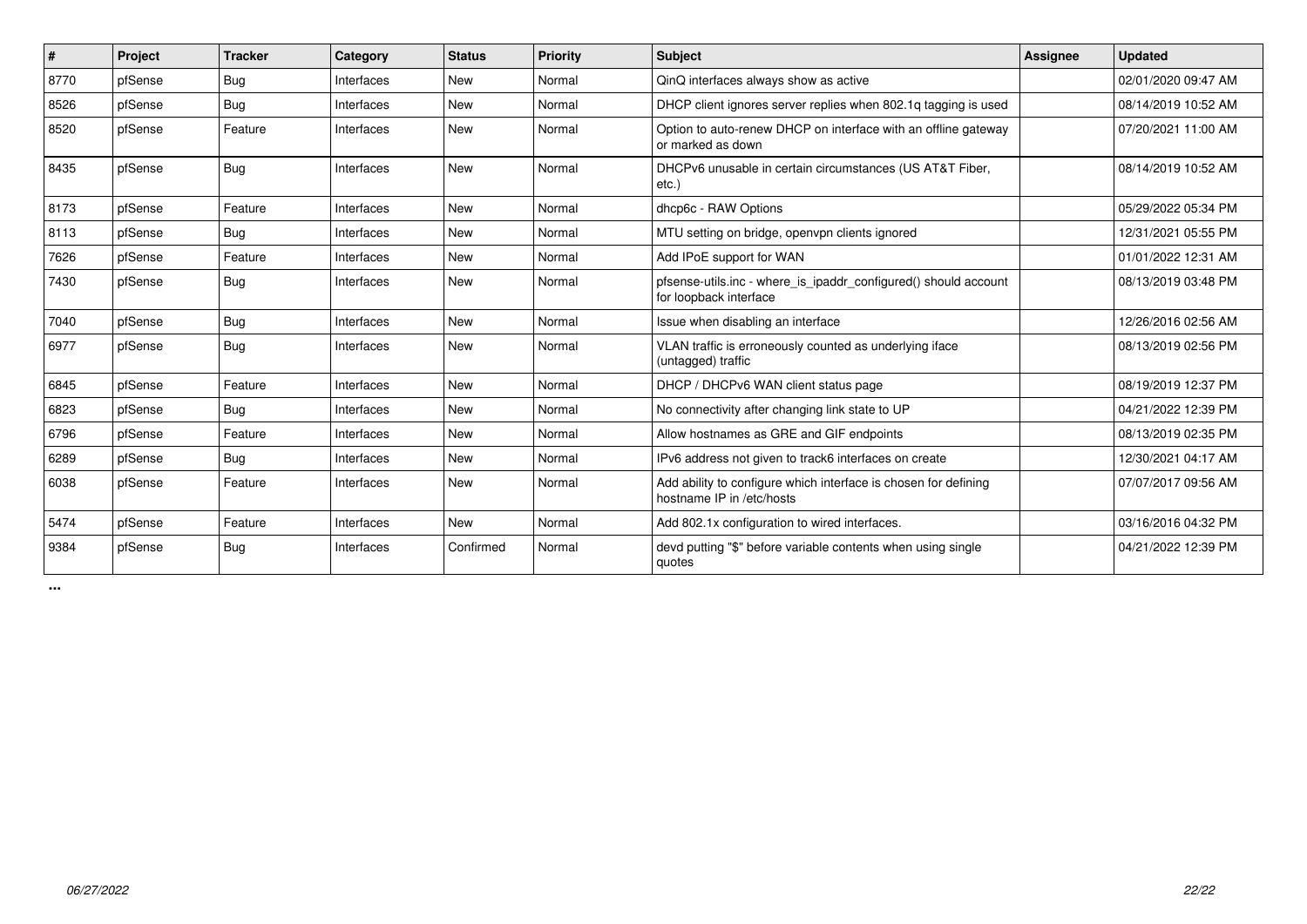| # | Project | Tracker | Category | Status | Priority | Subject | Assignee | Updated |
|---|---|---|---|---|---|---|---|---|
| 8770 | pfSense | Bug | Interfaces | New | Normal | QinQ interfaces always show as active | | 02/01/2020 09:47 AM |
| 8526 | pfSense | Bug | Interfaces | New | Normal | DHCP client ignores server replies when 802.1q tagging is used | | 08/14/2019 10:52 AM |
| 8520 | pfSense | Feature | Interfaces | New | Normal | Option to auto-renew DHCP on interface with an offline gateway or marked as down | | 07/20/2021 11:00 AM |
| 8435 | pfSense | Bug | Interfaces | New | Normal | DHCPv6 unusable in certain circumstances (US AT&T Fiber, etc.) | | 08/14/2019 10:52 AM |
| 8173 | pfSense | Feature | Interfaces | New | Normal | dhcp6c - RAW Options | | 05/29/2022 05:34 PM |
| 8113 | pfSense | Bug | Interfaces | New | Normal | MTU setting on bridge, openvpn clients ignored | | 12/31/2021 05:55 PM |
| 7626 | pfSense | Feature | Interfaces | New | Normal | Add IPoE support for WAN | | 01/01/2022 12:31 AM |
| 7430 | pfSense | Bug | Interfaces | New | Normal | pfsense-utils.inc - where_is_ipaddr_configured() should account for loopback interface | | 08/13/2019 03:48 PM |
| 7040 | pfSense | Bug | Interfaces | New | Normal | Issue when disabling an interface | | 12/26/2016 02:56 AM |
| 6977 | pfSense | Bug | Interfaces | New | Normal | VLAN traffic is erroneously counted as underlying iface (untagged) traffic | | 08/13/2019 02:56 PM |
| 6845 | pfSense | Feature | Interfaces | New | Normal | DHCP / DHCPv6 WAN client status page | | 08/19/2019 12:37 PM |
| 6823 | pfSense | Bug | Interfaces | New | Normal | No connectivity after changing link state to UP | | 04/21/2022 12:39 PM |
| 6796 | pfSense | Feature | Interfaces | New | Normal | Allow hostnames as GRE and GIF endpoints | | 08/13/2019 02:35 PM |
| 6289 | pfSense | Bug | Interfaces | New | Normal | IPv6 address not given to track6 interfaces on create | | 12/30/2021 04:17 AM |
| 6038 | pfSense | Feature | Interfaces | New | Normal | Add ability to configure which interface is chosen for defining hostname IP in /etc/hosts | | 07/07/2017 09:56 AM |
| 5474 | pfSense | Feature | Interfaces | New | Normal | Add 802.1x configuration to wired interfaces. | | 03/16/2016 04:32 PM |
| 9384 | pfSense | Bug | Interfaces | Confirmed | Normal | devd putting "$" before variable contents when using single quotes | | 04/21/2022 12:39 PM |

...